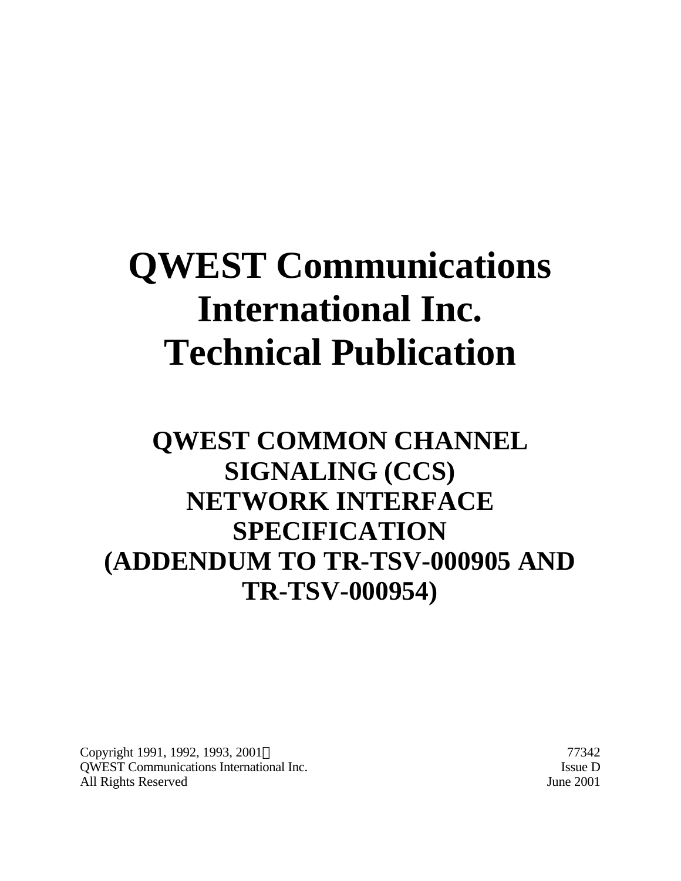# QWEST Communications International Inc. Technical Publication

## QWEST COMMON CHANNEL SIGNALING (CCS) NETWORK INTERFACE SPECIFICATION (ADDENDUM TO TR-TSV-000905 AND TR-TSV-000954)

Copyright 1991, 1992, 1993, 2001©
QWEST Communications International Inc.
All Rights Reserved

77342
Issue D
June 2001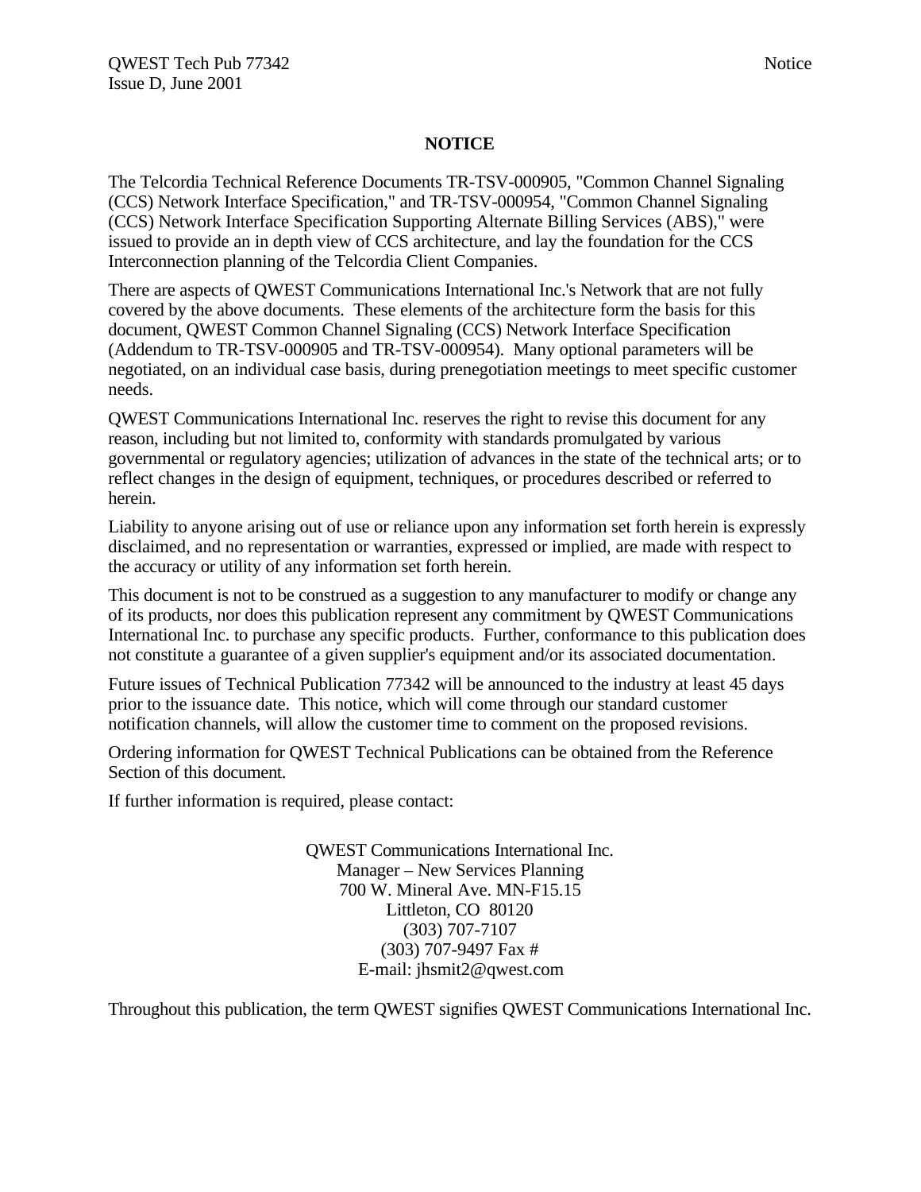# NOTICE

The Telcordia Technical Reference Documents TR-TSV-000905, "Common Channel Signaling (CCS) Network Interface Specification," and TR-TSV-000954, "Common Channel Signaling (CCS) Network Interface Specification Supporting Alternate Billing Services (ABS)," were issued to provide an in depth view of CCS architecture, and lay the foundation for the CCS Interconnection planning of the Telcordia Client Companies.

There are aspects of QWEST Communications International Inc.'s Network that are not fully covered by the above documents. These elements of the architecture form the basis for this document, QWEST Common Channel Signaling (CCS) Network Interface Specification (Addendum to TR-TSV-000905 and TR-TSV-000954). Many optional parameters will be negotiated, on an individual case basis, during prenegotiation meetings to meet specific customer needs.

QWEST Communications International Inc. reserves the right to revise this document for any reason, including but not limited to, conformity with standards promulgated by various governmental or regulatory agencies; utilization of advances in the state of the technical arts; or to reflect changes in the design of equipment, techniques, or procedures described or referred to herein.

Liability to anyone arising out of use or reliance upon any information set forth herein is expressly disclaimed, and no representation or warranties, expressed or implied, are made with respect to the accuracy or utility of any information set forth herein.

This document is not to be construed as a suggestion to any manufacturer to modify or change any of its products, nor does this publication represent any commitment by QWEST Communications International Inc. to purchase any specific products. Further, conformance to this publication does not constitute a guarantee of a given supplier's equipment and/or its associated documentation.

Future issues of Technical Publication 77342 will be announced to the industry at least 45 days prior to the issuance date. This notice, which will come through our standard customer notification channels, will allow the customer time to comment on the proposed revisions.

Ordering information for QWEST Technical Publications can be obtained from the Reference Section of this document.

If further information is required, please contact:

QWEST Communications International Inc.
Manager – New Services Planning
700 W. Mineral Ave. MN-F15.15
Littleton, CO 80120
(303) 707-7107
(303) 707-9497 Fax #
E-mail: jhsmit2@qwest.com

Throughout this publication, the term QWEST signifies QWEST Communications International Inc.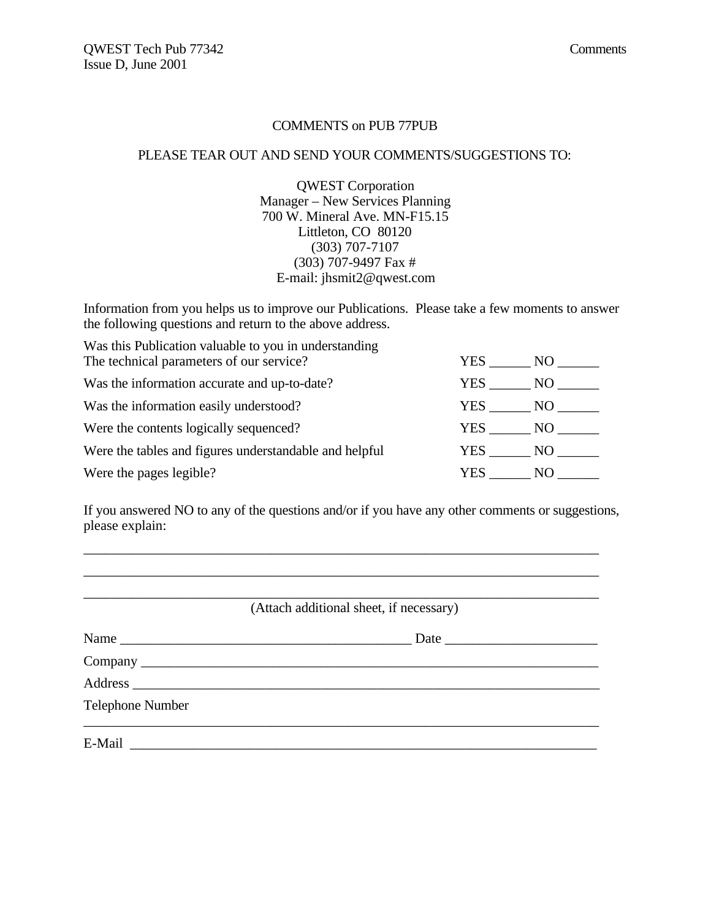# COMMENTS on PUB 77PUB

PLEASE TEAR OUT AND SEND YOUR COMMENTS/SUGGESTIONS TO:

QWEST Corporation
Manager – New Services Planning
700 W. Mineral Ave. MN-F15.15
Littleton, CO 80120
(303) 707-7107
(303) 707-9497 Fax #
E-mail: jhsmit2@qwest.com

Information from you helps us to improve our Publications. Please take a few moments to answer the following questions and return to the above address.

| | |
|---|---|
| Was this Publication valuable to you in understanding The technical parameters of our service? | YES ______ NO ______ |
| Was the information accurate and up-to-date? | YES ______ NO ______ |
| Was the information easily understood? | YES ______ NO ______ |
| Were the contents logically sequenced? | YES ______ NO ______ |
| Were the tables and figures understandable and helpful | YES ______ NO ______ |
| Were the pages legible? | YES ______ NO ______ |

If you answered NO to any of the questions and/or if you have any other comments or suggestions, please explain:

_______________________________________________________________________________

_______________________________________________________________________________

_______________________________________________________________________________

(Attach additional sheet, if necessary)

Name _____________________________________________ Date ______________________

Company ______________________________________________________________________

Address _______________________________________________________________________

Telephone Number
_______________________________________________________________________________

E-Mail _________________________________________________________________________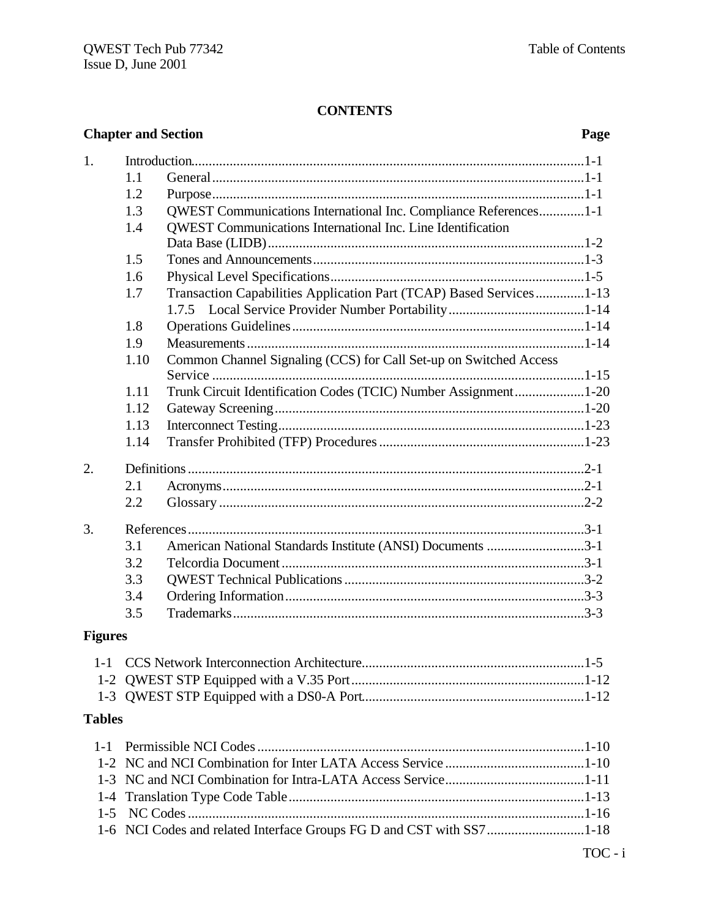## CONTENTS

| Chapter and Section | | | Page |
|---|---|---|---|
| 1. | Introduction | | 1-1 |
| | 1.1 | General | 1-1 |
| | 1.2 | Purpose | 1-1 |
| | 1.3 | QWEST Communications International Inc. Compliance References | 1-1 |
| | 1.4 | QWEST Communications International Inc. Line Identification Data Base (LIDB) | 1-2 |
| | 1.5 | Tones and Announcements | 1-3 |
| | 1.6 | Physical Level Specifications | 1-5 |
| | 1.7 | Transaction Capabilities Application Part (TCAP) Based Services | 1-13 |
| | | 1.7.5 Local Service Provider Number Portability | 1-14 |
| | 1.8 | Operations Guidelines | 1-14 |
| | 1.9 | Measurements | 1-14 |
| | 1.10 | Common Channel Signaling (CCS) for Call Set-up on Switched Access Service | 1-15 |
| | 1.11 | Trunk Circuit Identification Codes (TCIC) Number Assignment | 1-20 |
| | 1.12 | Gateway Screening | 1-20 |
| | 1.13 | Interconnect Testing | 1-23 |
| | 1.14 | Transfer Prohibited (TFP) Procedures | 1-23 |
| 2. | Definitions | | 2-1 |
| | 2.1 | Acronyms | 2-1 |
| | 2.2 | Glossary | 2-2 |
| 3. | References | | 3-1 |
| | 3.1 | American National Standards Institute (ANSI) Documents | 3-1 |
| | 3.2 | Telcordia Document | 3-1 |
| | 3.3 | QWEST Technical Publications | 3-2 |
| | 3.4 | Ordering Information | 3-3 |
| | 3.5 | Trademarks | 3-3 |

### Figures

| | | |
|---|---|---|
| 1-1 | CCS Network Interconnection Architecture | 1-5 |
| 1-2 | QWEST STP Equipped with a V.35 Port | 1-12 |
| 1-3 | QWEST STP Equipped with a DS0-A Port | 1-12 |

### Tables

| | | |
|---|---|---|
| 1-1 | Permissible NCI Codes | 1-10 |
| 1-2 | NC and NCI Combination for Inter LATA Access Service | 1-10 |
| 1-3 | NC and NCI Combination for Intra-LATA Access Service | 1-11 |
| 1-4 | Translation Type Code Table | 1-13 |
| 1-5 | NC Codes | 1-16 |
| 1-6 | NCI Codes and related Interface Groups FG D and CST with SS7 | 1-18 |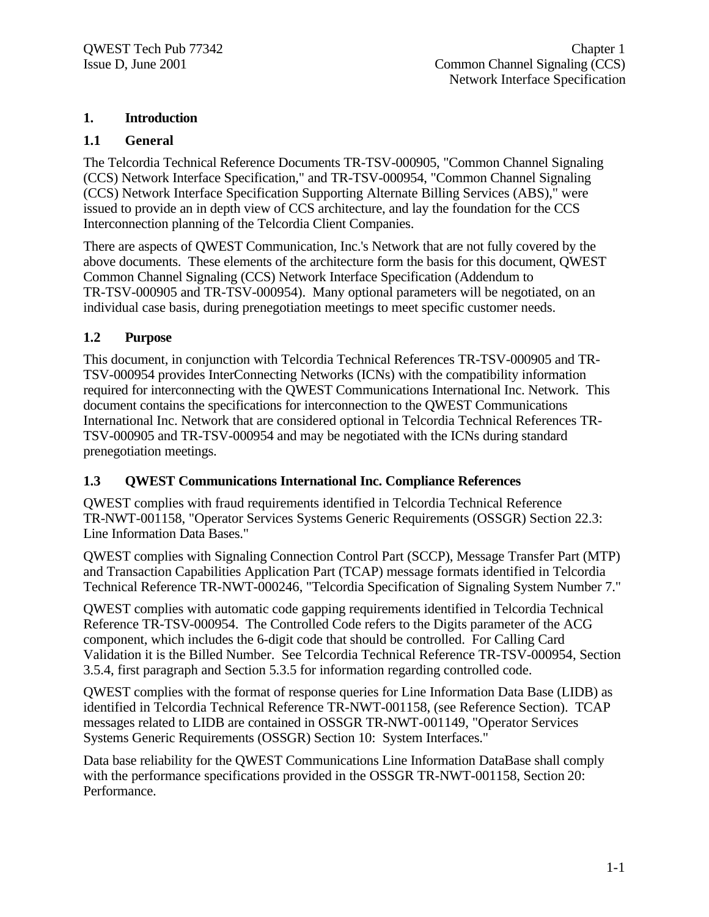# 1. Introduction

## 1.1 General

The Telcordia Technical Reference Documents TR-TSV-000905, "Common Channel Signaling (CCS) Network Interface Specification," and TR-TSV-000954, "Common Channel Signaling (CCS) Network Interface Specification Supporting Alternate Billing Services (ABS)," were issued to provide an in depth view of CCS architecture, and lay the foundation for the CCS Interconnection planning of the Telcordia Client Companies.

There are aspects of QWEST Communication, Inc.'s Network that are not fully covered by the above documents. These elements of the architecture form the basis for this document, QWEST Common Channel Signaling (CCS) Network Interface Specification (Addendum to TR-TSV-000905 and TR-TSV-000954). Many optional parameters will be negotiated, on an individual case basis, during prenegotiation meetings to meet specific customer needs.

## 1.2 Purpose

This document, in conjunction with Telcordia Technical References TR-TSV-000905 and TR-TSV-000954 provides InterConnecting Networks (ICNs) with the compatibility information required for interconnecting with the QWEST Communications International Inc. Network. This document contains the specifications for interconnection to the QWEST Communications International Inc. Network that are considered optional in Telcordia Technical References TR-TSV-000905 and TR-TSV-000954 and may be negotiated with the ICNs during standard prenegotiation meetings.

## 1.3 QWEST Communications International Inc. Compliance References

QWEST complies with fraud requirements identified in Telcordia Technical Reference TR-NWT-001158, "Operator Services Systems Generic Requirements (OSSGR) Section 22.3: Line Information Data Bases."

QWEST complies with Signaling Connection Control Part (SCCP), Message Transfer Part (MTP) and Transaction Capabilities Application Part (TCAP) message formats identified in Telcordia Technical Reference TR-NWT-000246, "Telcordia Specification of Signaling System Number 7."

QWEST complies with automatic code gapping requirements identified in Telcordia Technical Reference TR-TSV-000954. The Controlled Code refers to the Digits parameter of the ACG component, which includes the 6-digit code that should be controlled. For Calling Card Validation it is the Billed Number. See Telcordia Technical Reference TR-TSV-000954, Section 3.5.4, first paragraph and Section 5.3.5 for information regarding controlled code.

QWEST complies with the format of response queries for Line Information Data Base (LIDB) as identified in Telcordia Technical Reference TR-NWT-001158, (see Reference Section). TCAP messages related to LIDB are contained in OSSGR TR-NWT-001149, "Operator Services Systems Generic Requirements (OSSGR) Section 10: System Interfaces."

Data base reliability for the QWEST Communications Line Information DataBase shall comply with the performance specifications provided in the OSSGR TR-NWT-001158, Section 20: Performance.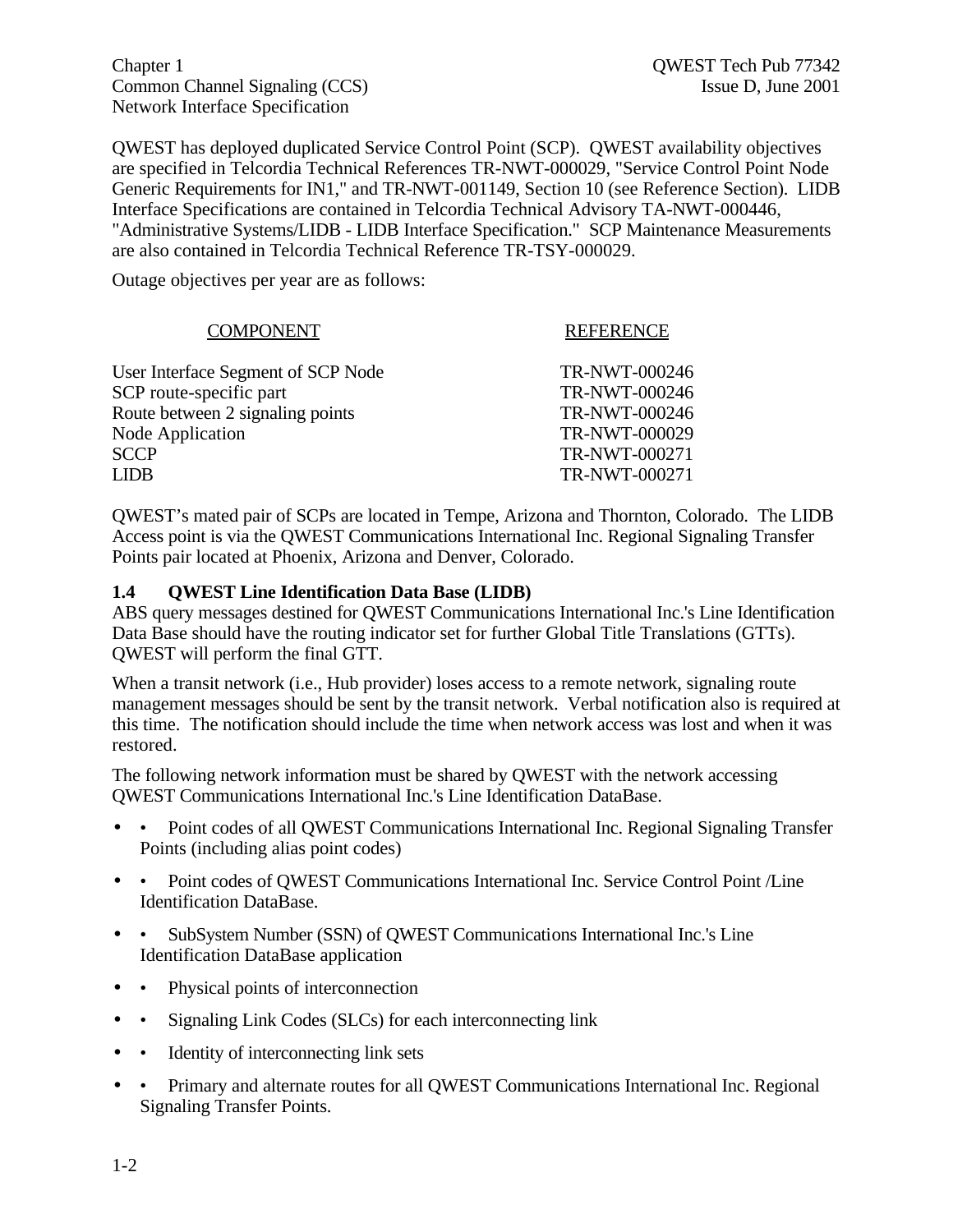QWEST has deployed duplicated Service Control Point (SCP). QWEST availability objectives are specified in Telcordia Technical References TR-NWT-000029, "Service Control Point Node Generic Requirements for IN1," and TR-NWT-001149, Section 10 (see Reference Section). LIDB Interface Specifications are contained in Telcordia Technical Advisory TA-NWT-000446, "Administrative Systems/LIDB - LIDB Interface Specification." SCP Maintenance Measurements are also contained in Telcordia Technical Reference TR-TSY-000029.

Outage objectives per year are as follows:

| COMPONENT | REFERENCE |
|---|---|
| User Interface Segment of SCP Node | TR-NWT-000246 |
| SCP route-specific part | TR-NWT-000246 |
| Route between 2 signaling points | TR-NWT-000246 |
| Node Application | TR-NWT-000029 |
| SCCP | TR-NWT-000271 |
| LIDB | TR-NWT-000271 |

QWEST's mated pair of SCPs are located in Tempe, Arizona and Thornton, Colorado. The LIDB Access point is via the QWEST Communications International Inc. Regional Signaling Transfer Points pair located at Phoenix, Arizona and Denver, Colorado.

### 1.4 QWEST Line Identification Data Base (LIDB)

ABS query messages destined for QWEST Communications International Inc.'s Line Identification Data Base should have the routing indicator set for further Global Title Translations (GTTs). QWEST will perform the final GTT.

When a transit network (i.e., Hub provider) loses access to a remote network, signaling route management messages should be sent by the transit network. Verbal notification also is required at this time. The notification should include the time when network access was lost and when it was restored.

The following network information must be shared by QWEST with the network accessing QWEST Communications International Inc.'s Line Identification DataBase.

- Point codes of all QWEST Communications International Inc. Regional Signaling Transfer Points (including alias point codes)
- Point codes of QWEST Communications International Inc. Service Control Point /Line Identification DataBase.
- SubSystem Number (SSN) of QWEST Communications International Inc.'s Line Identification DataBase application
- Physical points of interconnection
- Signaling Link Codes (SLCs) for each interconnecting link
- Identity of interconnecting link sets
- Primary and alternate routes for all QWEST Communications International Inc. Regional Signaling Transfer Points.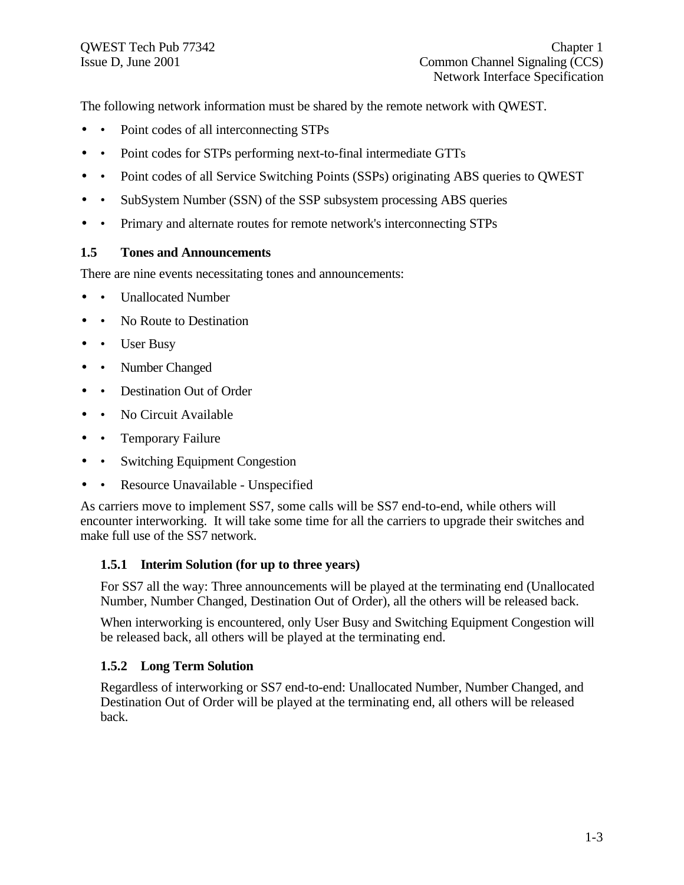The following network information must be shared by the remote network with QWEST.

- Point codes of all interconnecting STPs
- Point codes for STPs performing next-to-final intermediate GTTs
- Point codes of all Service Switching Points (SSPs) originating ABS queries to QWEST
- SubSystem Number (SSN) of the SSP subsystem processing ABS queries
- Primary and alternate routes for remote network's interconnecting STPs

## 1.5 Tones and Announcements

There are nine events necessitating tones and announcements:

- Unallocated Number
- No Route to Destination
- User Busy
- Number Changed
- Destination Out of Order
- No Circuit Available
- Temporary Failure
- Switching Equipment Congestion
- Resource Unavailable - Unspecified

As carriers move to implement SS7, some calls will be SS7 end-to-end, while others will encounter interworking. It will take some time for all the carriers to upgrade their switches and make full use of the SS7 network.

### 1.5.1 Interim Solution (for up to three years)

For SS7 all the way: Three announcements will be played at the terminating end (Unallocated Number, Number Changed, Destination Out of Order), all the others will be released back.

When interworking is encountered, only User Busy and Switching Equipment Congestion will be released back, all others will be played at the terminating end.

### 1.5.2 Long Term Solution

Regardless of interworking or SS7 end-to-end: Unallocated Number, Number Changed, and Destination Out of Order will be played at the terminating end, all others will be released back.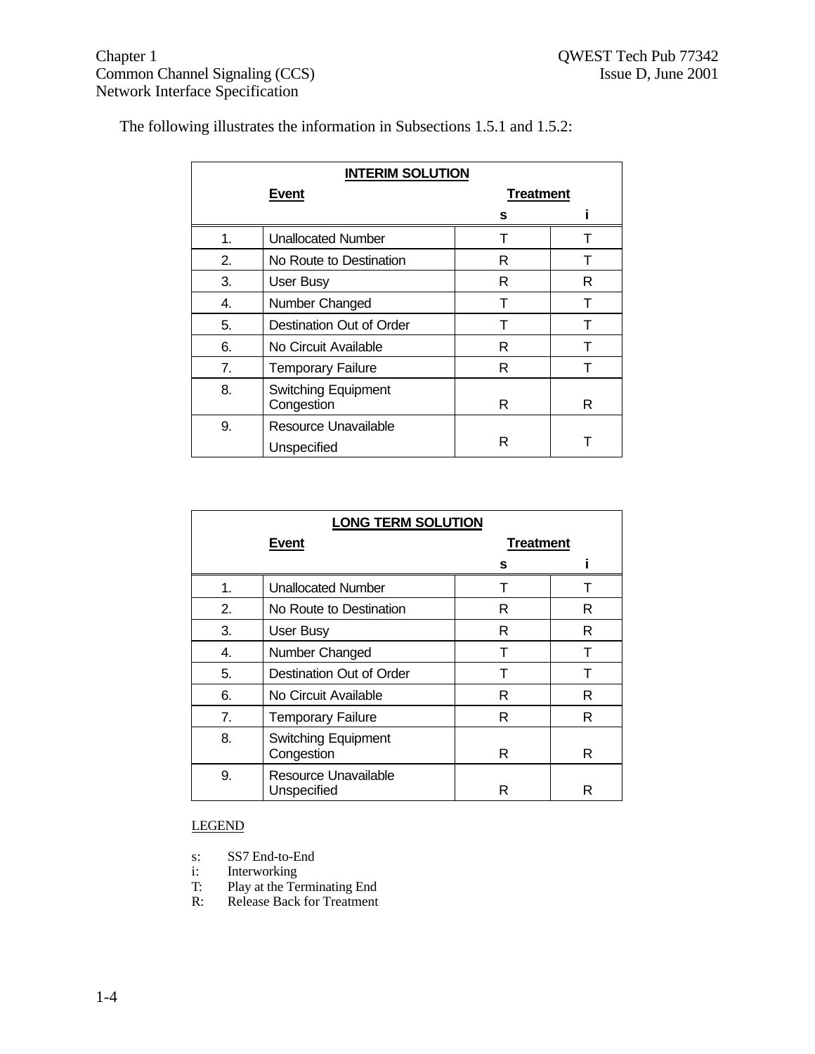The following illustrates the information in Subsections 1.5.1 and 1.5.2:

**INTERIM SOLUTION**

| | **Event** | **Treatment** | |
|---|---|---|---|
| | | **s** | **i** |
| 1. | Unallocated Number | T | T |
| 2. | No Route to Destination | R | T |
| 3. | User Busy | R | R |
| 4. | Number Changed | T | T |
| 5. | Destination Out of Order | T | T |
| 6. | No Circuit Available | R | T |
| 7. | Temporary Failure | R | T |
| 8. | Switching Equipment Congestion | R | R |
| 9. | Resource Unavailable Unspecified | R | T |

**LONG TERM SOLUTION**

| | **Event** | **Treatment** | |
|---|---|---|---|
| | | **s** | **i** |
| 1. | Unallocated Number | T | T |
| 2. | No Route to Destination | R | R |
| 3. | User Busy | R | R |
| 4. | Number Changed | T | T |
| 5. | Destination Out of Order | T | T |
| 6. | No Circuit Available | R | R |
| 7. | Temporary Failure | R | R |
| 8. | Switching Equipment Congestion | R | R |
| 9. | Resource Unavailable Unspecified | R | R |

LEGEND

s: SS7 End-to-End
i: Interworking
T: Play at the Terminating End
R: Release Back for Treatment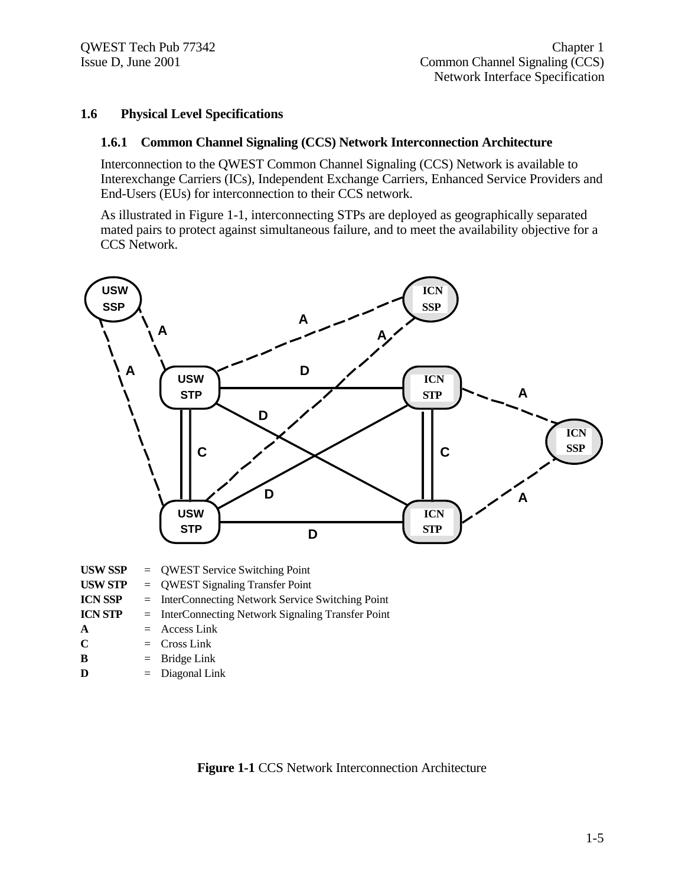## 1.6 Physical Level Specifications

### 1.6.1 Common Channel Signaling (CCS) Network Interconnection Architecture

Interconnection to the QWEST Common Channel Signaling (CCS) Network is available to Interexchange Carriers (ICs), Independent Exchange Carriers, Enhanced Service Providers and End-Users (EUs) for interconnection to their CCS network.

As illustrated in Figure 1-1, interconnecting STPs are deployed as geographically separated mated pairs to protect against simultaneous failure, and to meet the availability objective for a CCS Network.

| | | |
|---|---|---|
| **USW SSP** | = | QWEST Service Switching Point |
| **USW STP** | = | QWEST Signaling Transfer Point |
| **ICN SSP** | = | InterConnecting Network Service Switching Point |
| **ICN STP** | = | InterConnecting Network Signaling Transfer Point |
| **A** | = | Access Link |
| **C** | = | Cross Link |
| **B** | = | Bridge Link |
| **D** | = | Diagonal Link |

**Figure 1-1** CCS Network Interconnection Architecture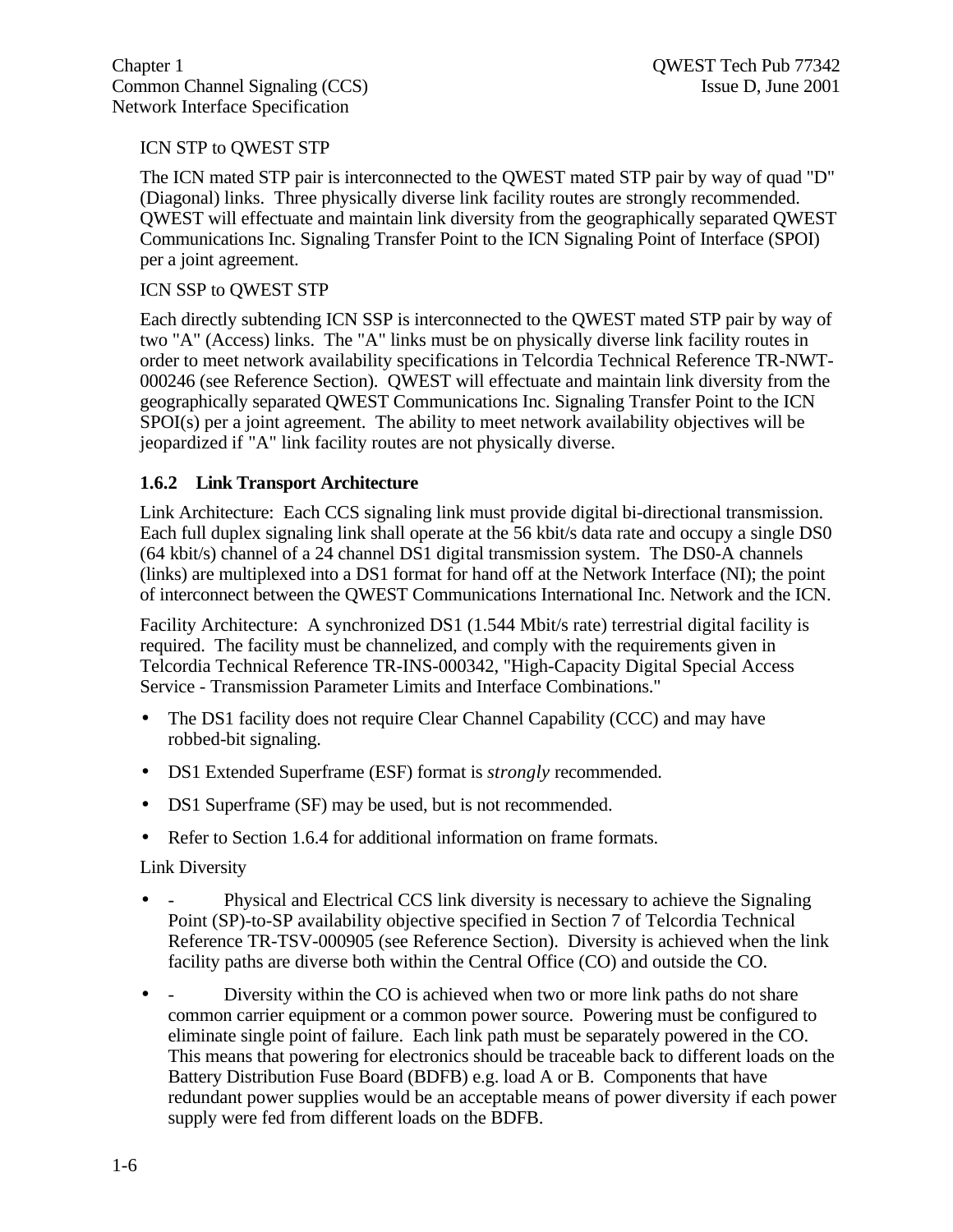ICN STP to QWEST STP

The ICN mated STP pair is interconnected to the QWEST mated STP pair by way of quad "D" (Diagonal) links. Three physically diverse link facility routes are strongly recommended. QWEST will effectuate and maintain link diversity from the geographically separated QWEST Communications Inc. Signaling Transfer Point to the ICN Signaling Point of Interface (SPOI) per a joint agreement.

ICN SSP to QWEST STP

Each directly subtending ICN SSP is interconnected to the QWEST mated STP pair by way of two "A" (Access) links. The "A" links must be on physically diverse link facility routes in order to meet network availability specifications in Telcordia Technical Reference TR-NWT-000246 (see Reference Section). QWEST will effectuate and maintain link diversity from the geographically separated QWEST Communications Inc. Signaling Transfer Point to the ICN SPOI(s) per a joint agreement. The ability to meet network availability objectives will be jeopardized if "A" link facility routes are not physically diverse.

### 1.6.2 Link Transport Architecture

Link Architecture: Each CCS signaling link must provide digital bi-directional transmission. Each full duplex signaling link shall operate at the 56 kbit/s data rate and occupy a single DS0 (64 kbit/s) channel of a 24 channel DS1 digital transmission system. The DS0-A channels (links) are multiplexed into a DS1 format for hand off at the Network Interface (NI); the point of interconnect between the QWEST Communications International Inc. Network and the ICN.

Facility Architecture: A synchronized DS1 (1.544 Mbit/s rate) terrestrial digital facility is required. The facility must be channelized, and comply with the requirements given in Telcordia Technical Reference TR-INS-000342, "High-Capacity Digital Special Access Service - Transmission Parameter Limits and Interface Combinations."

- The DS1 facility does not require Clear Channel Capability (CCC) and may have robbed-bit signaling.
- DS1 Extended Superframe (ESF) format is *strongly* recommended.
- DS1 Superframe (SF) may be used, but is not recommended.
- Refer to Section 1.6.4 for additional information on frame formats.

Link Diversity

- \- Physical and Electrical CCS link diversity is necessary to achieve the Signaling Point (SP)-to-SP availability objective specified in Section 7 of Telcordia Technical Reference TR-TSV-000905 (see Reference Section). Diversity is achieved when the link facility paths are diverse both within the Central Office (CO) and outside the CO.
- \- Diversity within the CO is achieved when two or more link paths do not share common carrier equipment or a common power source. Powering must be configured to eliminate single point of failure. Each link path must be separately powered in the CO. This means that powering for electronics should be traceable back to different loads on the Battery Distribution Fuse Board (BDFB) e.g. load A or B. Components that have redundant power supplies would be an acceptable means of power diversity if each power supply were fed from different loads on the BDFB.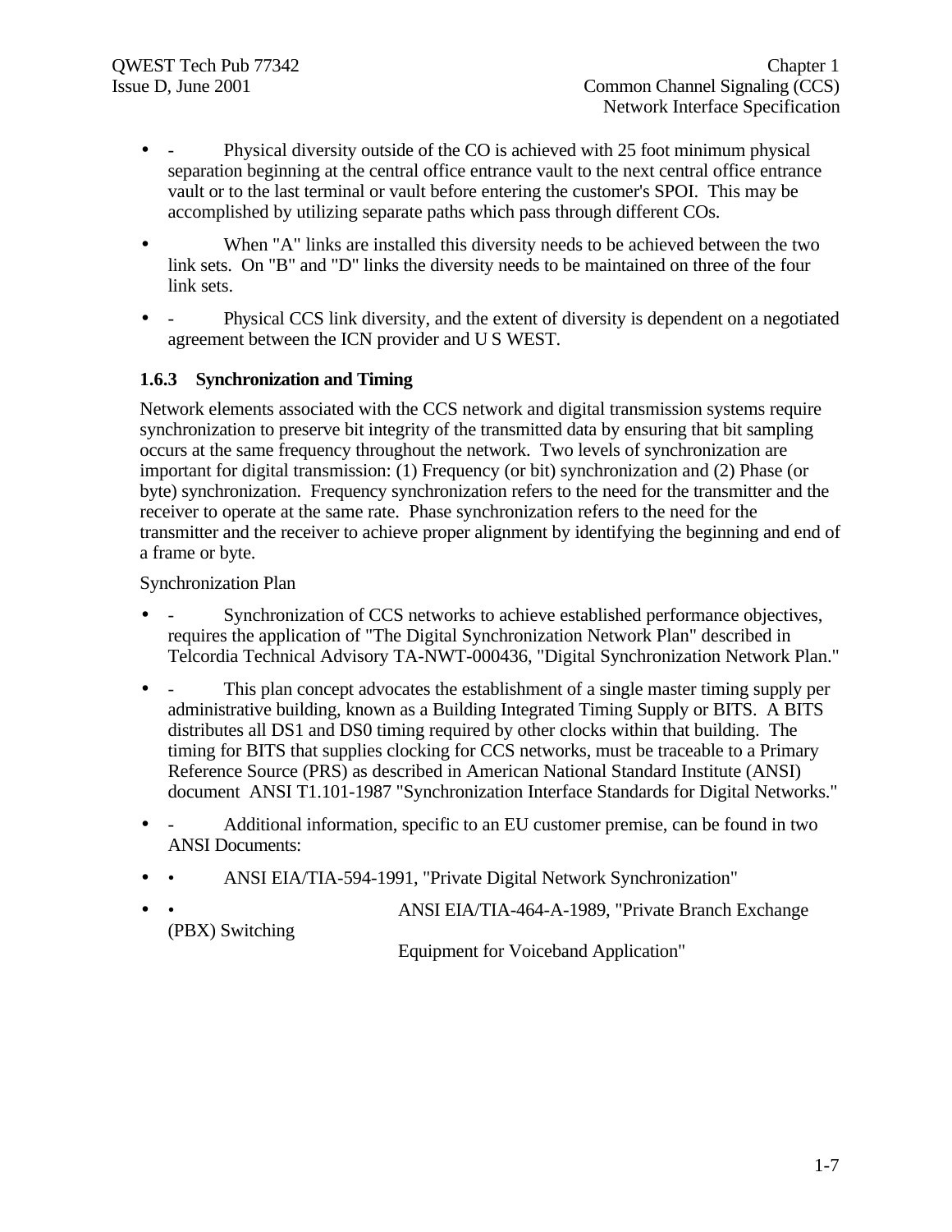- Physical diversity outside of the CO is achieved with 25 foot minimum physical separation beginning at the central office entrance vault to the next central office entrance vault or to the last terminal or vault before entering the customer's SPOI. This may be accomplished by utilizing separate paths which pass through different COs.

- When "A" links are installed this diversity needs to be achieved between the two link sets. On "B" and "D" links the diversity needs to be maintained on three of the four link sets.

- Physical CCS link diversity, and the extent of diversity is dependent on a negotiated agreement between the ICN provider and U S WEST.

### 1.6.3 Synchronization and Timing

Network elements associated with the CCS network and digital transmission systems require synchronization to preserve bit integrity of the transmitted data by ensuring that bit sampling occurs at the same frequency throughout the network. Two levels of synchronization are important for digital transmission: (1) Frequency (or bit) synchronization and (2) Phase (or byte) synchronization. Frequency synchronization refers to the need for the transmitter and the receiver to operate at the same rate. Phase synchronization refers to the need for the transmitter and the receiver to achieve proper alignment by identifying the beginning and end of a frame or byte.

Synchronization Plan

- Synchronization of CCS networks to achieve established performance objectives, requires the application of "The Digital Synchronization Network Plan" described in Telcordia Technical Advisory TA-NWT-000436, "Digital Synchronization Network Plan."

- This plan concept advocates the establishment of a single master timing supply per administrative building, known as a Building Integrated Timing Supply or BITS. A BITS distributes all DS1 and DS0 timing required by other clocks within that building. The timing for BITS that supplies clocking for CCS networks, must be traceable to a Primary Reference Source (PRS) as described in American National Standard Institute (ANSI) document ANSI T1.101-1987 "Synchronization Interface Standards for Digital Networks."

- Additional information, specific to an EU customer premise, can be found in two ANSI Documents:

  - ANSI EIA/TIA-594-1991, "Private Digital Network Synchronization"

  - ANSI EIA/TIA-464-A-1989, "Private Branch Exchange (PBX) Switching Equipment for Voiceband Application"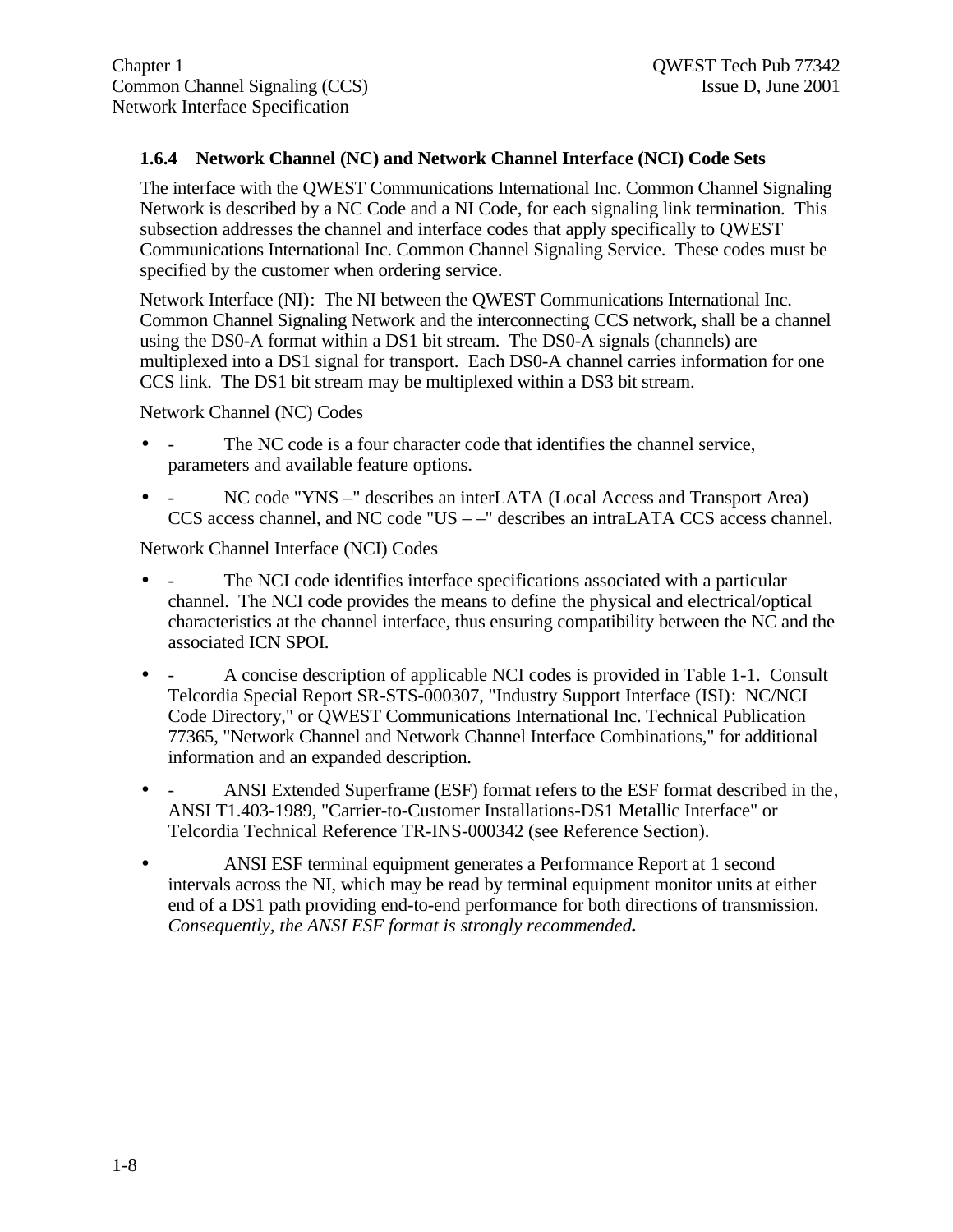### 1.6.4 Network Channel (NC) and Network Channel Interface (NCI) Code Sets

The interface with the QWEST Communications International Inc. Common Channel Signaling Network is described by a NC Code and a NI Code, for each signaling link termination. This subsection addresses the channel and interface codes that apply specifically to QWEST Communications International Inc. Common Channel Signaling Service. These codes must be specified by the customer when ordering service.

Network Interface (NI): The NI between the QWEST Communications International Inc. Common Channel Signaling Network and the interconnecting CCS network, shall be a channel using the DS0-A format within a DS1 bit stream. The DS0-A signals (channels) are multiplexed into a DS1 signal for transport. Each DS0-A channel carries information for one CCS link. The DS1 bit stream may be multiplexed within a DS3 bit stream.

Network Channel (NC) Codes

- \- The NC code is a four character code that identifies the channel service, parameters and available feature options.
- \- NC code "YNS –" describes an interLATA (Local Access and Transport Area) CCS access channel, and NC code "US – –" describes an intraLATA CCS access channel.

Network Channel Interface (NCI) Codes

- \- The NCI code identifies interface specifications associated with a particular channel. The NCI code provides the means to define the physical and electrical/optical characteristics at the channel interface, thus ensuring compatibility between the NC and the associated ICN SPOI.
- \- A concise description of applicable NCI codes is provided in Table 1-1. Consult Telcordia Special Report SR-STS-000307, "Industry Support Interface (ISI): NC/NCI Code Directory," or QWEST Communications International Inc. Technical Publication 77365, "Network Channel and Network Channel Interface Combinations," for additional information and an expanded description.
- \- ANSI Extended Superframe (ESF) format refers to the ESF format described in the, ANSI T1.403-1989, "Carrier-to-Customer Installations-DS1 Metallic Interface" or Telcordia Technical Reference TR-INS-000342 (see Reference Section).
- ANSI ESF terminal equipment generates a Performance Report at 1 second intervals across the NI, which may be read by terminal equipment monitor units at either end of a DS1 path providing end-to-end performance for both directions of transmission. *Consequently, the ANSI ESF format is strongly recommended.*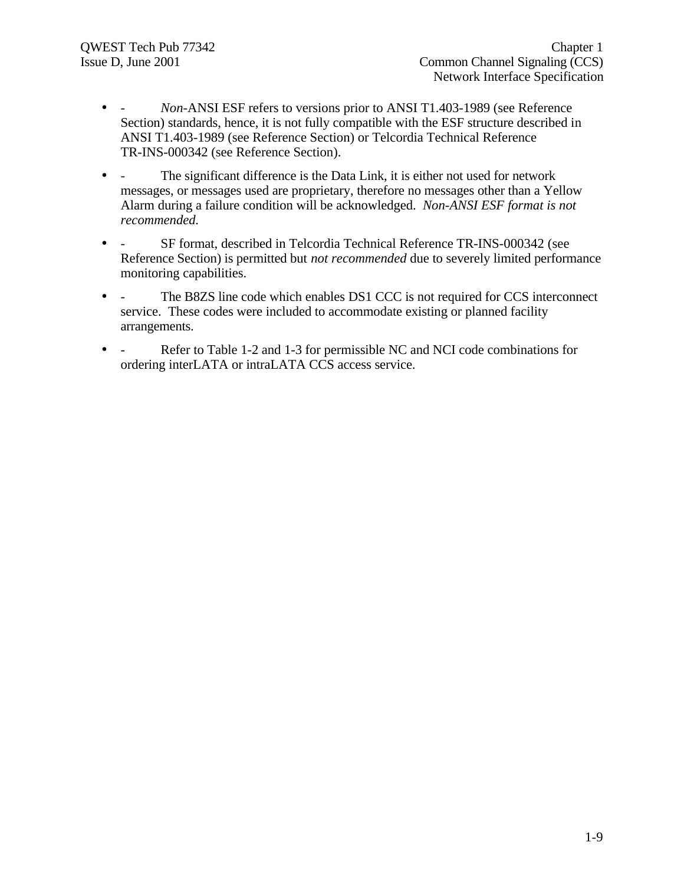- - *Non*-ANSI ESF refers to versions prior to ANSI T1.403-1989 (see Reference Section) standards, hence, it is not fully compatible with the ESF structure described in ANSI T1.403-1989 (see Reference Section) or Telcordia Technical Reference TR-INS-000342 (see Reference Section).

- - The significant difference is the Data Link, it is either not used for network messages, or messages used are proprietary, therefore no messages other than a Yellow Alarm during a failure condition will be acknowledged. *Non-ANSI ESF format is not recommended.*

- - SF format, described in Telcordia Technical Reference TR-INS-000342 (see Reference Section) is permitted but *not recommended* due to severely limited performance monitoring capabilities.

- - The B8ZS line code which enables DS1 CCC is not required for CCS interconnect service. These codes were included to accommodate existing or planned facility arrangements.

- - Refer to Table 1-2 and 1-3 for permissible NC and NCI code combinations for ordering interLATA or intraLATA CCS access service.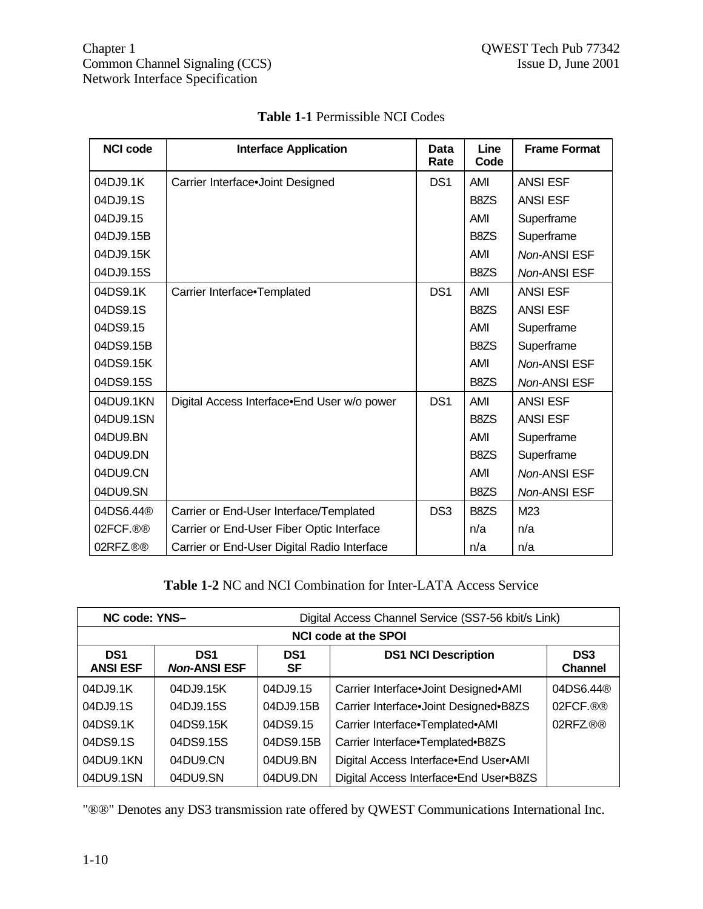**Table 1-1** Permissible NCI Codes

| NCI code | Interface Application | Data Rate | Line Code | Frame Format |
|---|---|---|---|---|
| 04DJ9.1K | Carrier Interface•Joint Designed | DS1 | AMI | ANSI ESF |
| 04DJ9.1S | | | B8ZS | ANSI ESF |
| 04DJ9.15 | | | AMI | Superframe |
| 04DJ9.15B | | | B8ZS | Superframe |
| 04DJ9.15K | | | AMI | *Non*-ANSI ESF |
| 04DJ9.15S | | | B8ZS | *Non*-ANSI ESF |
| 04DS9.1K | Carrier Interface•Templated | DS1 | AMI | ANSI ESF |
| 04DS9.1S | | | B8ZS | ANSI ESF |
| 04DS9.15 | | | AMI | Superframe |
| 04DS9.15B | | | B8ZS | Superframe |
| 04DS9.15K | | | AMI | *Non*-ANSI ESF |
| 04DS9.15S | | | B8ZS | *Non*-ANSI ESF |
| 04DU9.1KN | Digital Access Interface•End User w/o power | DS1 | AMI | ANSI ESF |
| 04DU9.1SN | | | B8ZS | ANSI ESF |
| 04DU9.BN | | | AMI | Superframe |
| 04DU9.DN | | | B8ZS | Superframe |
| 04DU9.CN | | | AMI | *Non*-ANSI ESF |
| 04DU9.SN | | | B8ZS | *Non*-ANSI ESF |
| 04DS6.44® | Carrier or End-User Interface/Templated | DS3 | B8ZS | M23 |
| 02FCF.®® | Carrier or End-User Fiber Optic Interface | | n/a | n/a |
| 02RFZ.®® | Carrier or End-User Digital Radio Interface | | n/a | n/a |

**Table 1-2** NC and NCI Combination for Inter-LATA Access Service

| **NC code: YNS–** | | | Digital Access Channel Service (SS7-56 kbit/s Link) | |
|---|---|---|---|---|
| **NCI code at the SPOI** | | | | |
| **DS1 ANSI ESF** | **DS1 *Non*-ANSI ESF** | **DS1 SF** | **DS1 NCI Description** | **DS3 Channel** |
| 04DJ9.1K | 04DJ9.15K | 04DJ9.15 | Carrier Interface•Joint Designed•AMI | 04DS6.44® |
| 04DJ9.1S | 04DJ9.15S | 04DJ9.15B | Carrier Interface•Joint Designed•B8ZS | 02FCF.®® |
| 04DS9.1K | 04DS9.15K | 04DS9.15 | Carrier Interface•Templated•AMI | 02RFZ.®® |
| 04DS9.1S | 04DS9.15S | 04DS9.15B | Carrier Interface•Templated•B8ZS | |
| 04DU9.1KN | 04DU9.CN | 04DU9.BN | Digital Access Interface•End User•AMI | |
| 04DU9.1SN | 04DU9.SN | 04DU9.DN | Digital Access Interface•End User•B8ZS | |

"®®" Denotes any DS3 transmission rate offered by QWEST Communications International Inc.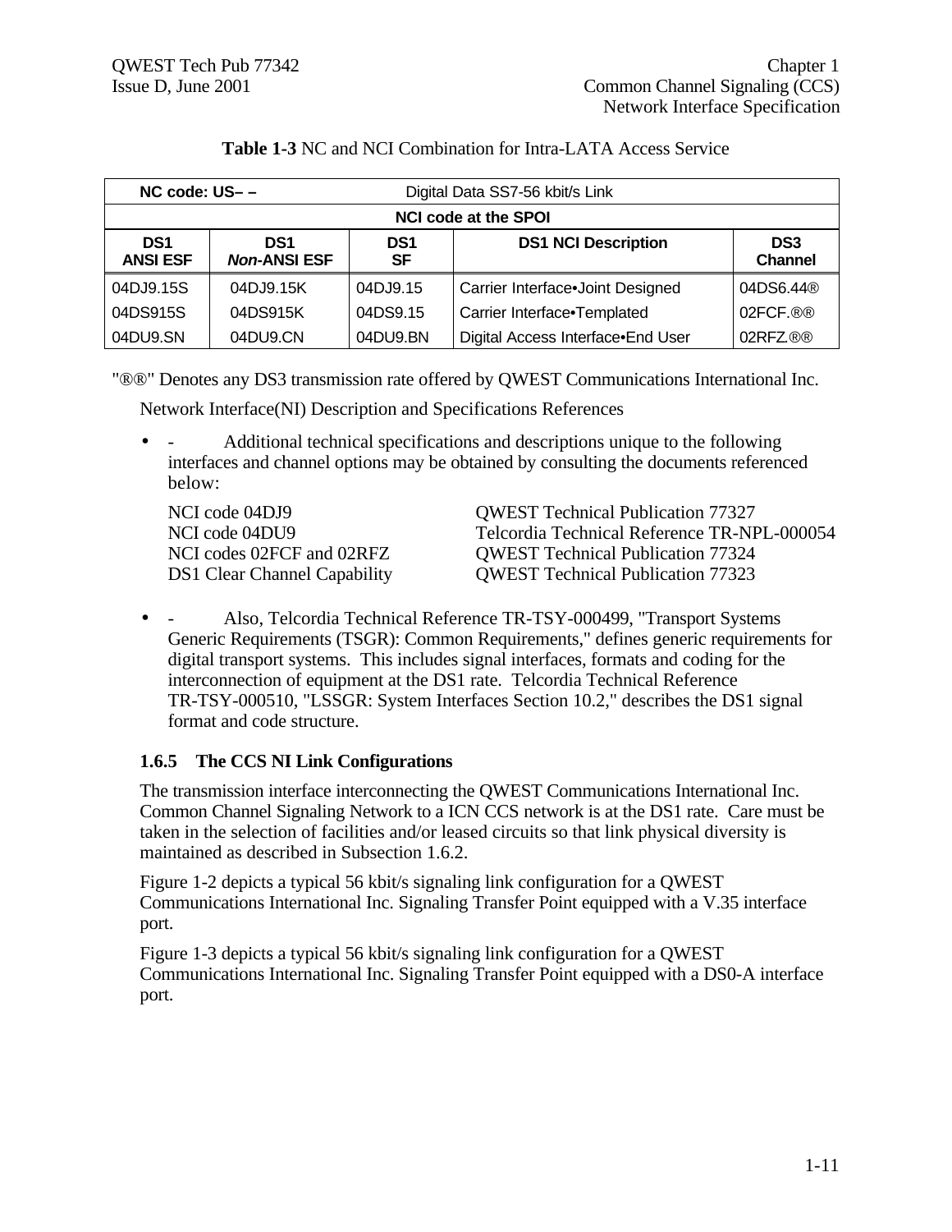**Table 1-3** NC and NCI Combination for Intra-LATA Access Service

| NC code: US– – | Digital Data SS7-56 kbit/s Link | | | |
|---|---|---|---|---|
| NCI code at the SPOI | | | | |
| DS1 ANSI ESF | DS1 *Non*-ANSI ESF | DS1 SF | DS1 NCI Description | DS3 Channel |
| 04DJ9.15S | 04DJ9.15K | 04DJ9.15 | Carrier Interface•Joint Designed | 04DS6.44® |
| 04DS915S | 04DS915K | 04DS9.15 | Carrier Interface•Templated | 02FCF.®® |
| 04DU9.SN | 04DU9.CN | 04DU9.BN | Digital Access Interface•End User | 02RFZ.®® |

"®®" Denotes any DS3 transmission rate offered by QWEST Communications International Inc.

Network Interface(NI) Description and Specifications References

- \- Additional technical specifications and descriptions unique to the following interfaces and channel options may be obtained by consulting the documents referenced below:

| | |
|---|---|
| NCI code 04DJ9 | QWEST Technical Publication 77327 |
| NCI code 04DU9 | Telcordia Technical Reference TR-NPL-000054 |
| NCI codes 02FCF and 02RFZ | QWEST Technical Publication 77324 |
| DS1 Clear Channel Capability | QWEST Technical Publication 77323 |

- \- Also, Telcordia Technical Reference TR-TSY-000499, "Transport Systems Generic Requirements (TSGR): Common Requirements," defines generic requirements for digital transport systems. This includes signal interfaces, formats and coding for the interconnection of equipment at the DS1 rate. Telcordia Technical Reference TR-TSY-000510, "LSSGR: System Interfaces Section 10.2," describes the DS1 signal format and code structure.

### 1.6.5 The CCS NI Link Configurations

The transmission interface interconnecting the QWEST Communications International Inc. Common Channel Signaling Network to a ICN CCS network is at the DS1 rate. Care must be taken in the selection of facilities and/or leased circuits so that link physical diversity is maintained as described in Subsection 1.6.2.

Figure 1-2 depicts a typical 56 kbit/s signaling link configuration for a QWEST Communications International Inc. Signaling Transfer Point equipped with a V.35 interface port.

Figure 1-3 depicts a typical 56 kbit/s signaling link configuration for a QWEST Communications International Inc. Signaling Transfer Point equipped with a DS0-A interface port.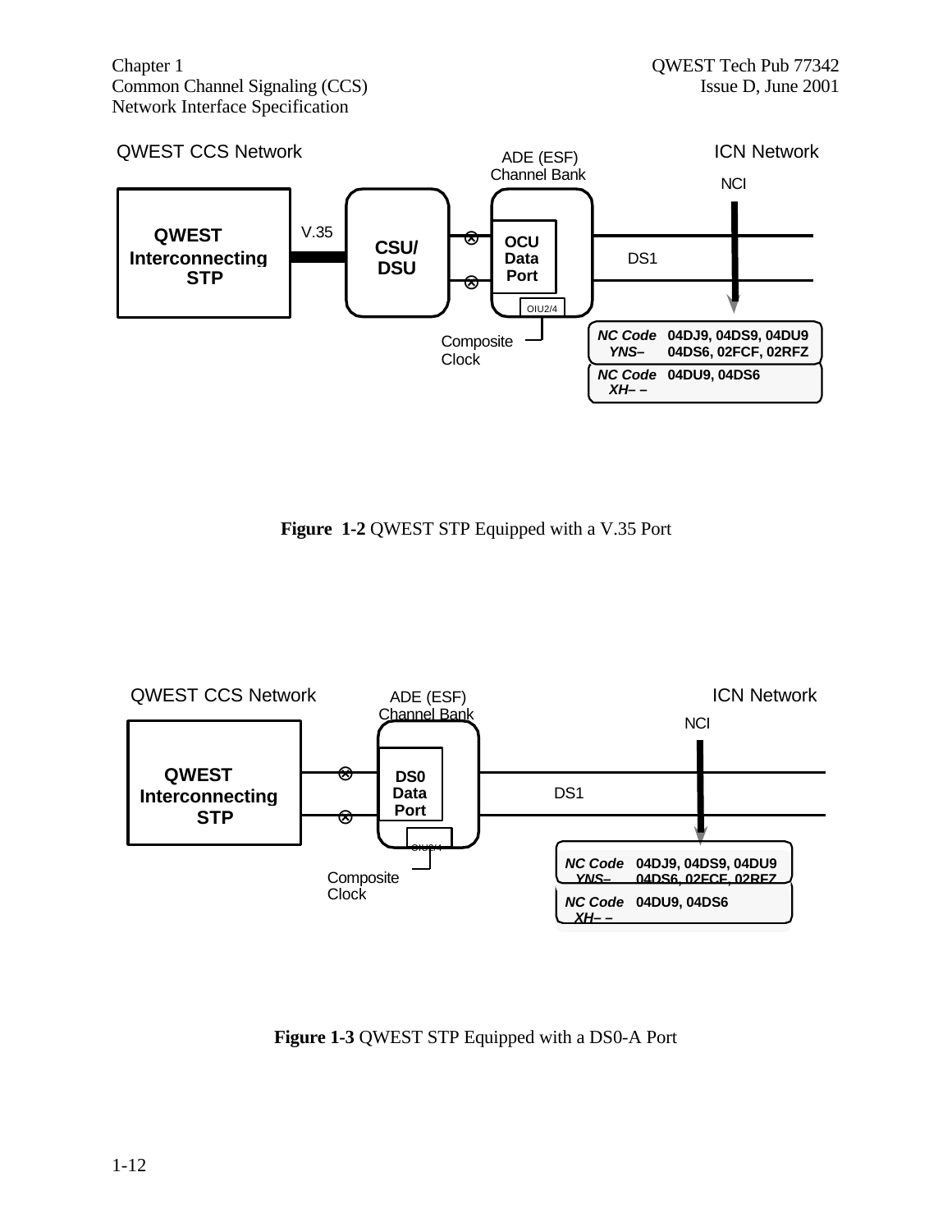QWEST CCS Network

ADE (ESF) Channel Bank

ICN Network

NCI

QWEST Interconnecting STP

V.35

CSU/ DSU

OCU Data Port

OIU2/4

DS1

Composite Clock

*NC Code* 04DJ9, 04DS9, 04DU9
*YNS–* 04DS6, 02FCF, 02RFZ

*NC Code* 04DU9, 04DS6
*XH– –*

**Figure 1-2** QWEST STP Equipped with a V.35 Port

QWEST CCS Network

ADE (ESF) Channel Bank

ICN Network

NCI

QWEST Interconnecting STP

DS0 Data Port

DS1

Composite Clock

*NC Code* 04DJ9, 04DS9, 04DU9
*YNS–* 04DS6, 02FCF, 02RFZ

*NC Code* 04DU9, 04DS6
*XH– –*

**Figure 1-3** QWEST STP Equipped with a DS0-A Port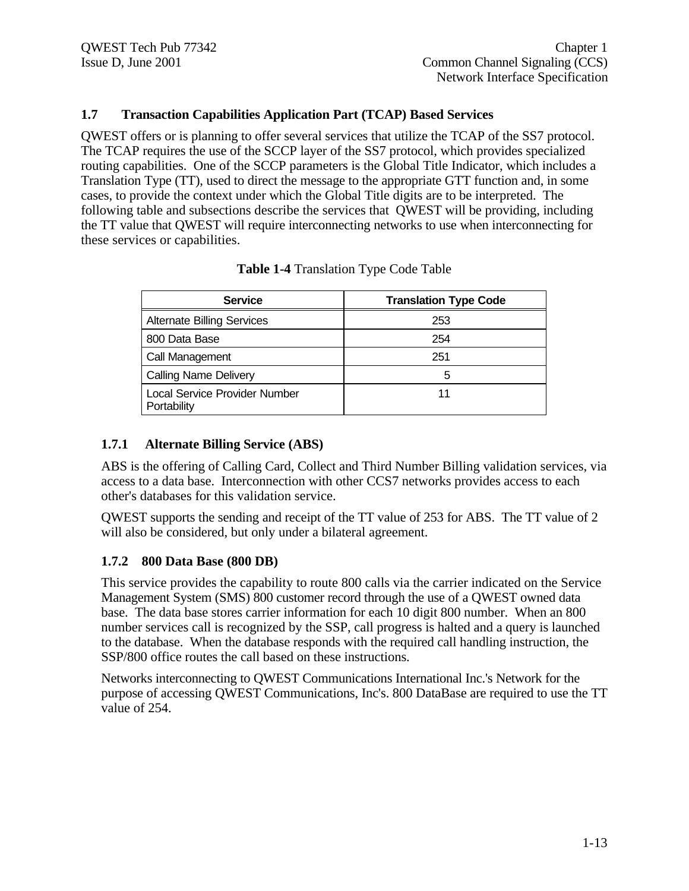## 1.7 Transaction Capabilities Application Part (TCAP) Based Services

QWEST offers or is planning to offer several services that utilize the TCAP of the SS7 protocol. The TCAP requires the use of the SCCP layer of the SS7 protocol, which provides specialized routing capabilities. One of the SCCP parameters is the Global Title Indicator, which includes a Translation Type (TT), used to direct the message to the appropriate GTT function and, in some cases, to provide the context under which the Global Title digits are to be interpreted. The following table and subsections describe the services that QWEST will be providing, including the TT value that QWEST will require interconnecting networks to use when interconnecting for these services or capabilities.

**Table 1-4** Translation Type Code Table

| Service | Translation Type Code |
|---|---|
| Alternate Billing Services | 253 |
| 800 Data Base | 254 |
| Call Management | 251 |
| Calling Name Delivery | 5 |
| Local Service Provider Number Portability | 11 |

### 1.7.1 Alternate Billing Service (ABS)

ABS is the offering of Calling Card, Collect and Third Number Billing validation services, via access to a data base. Interconnection with other CCS7 networks provides access to each other's databases for this validation service.

QWEST supports the sending and receipt of the TT value of 253 for ABS. The TT value of 2 will also be considered, but only under a bilateral agreement.

### 1.7.2 800 Data Base (800 DB)

This service provides the capability to route 800 calls via the carrier indicated on the Service Management System (SMS) 800 customer record through the use of a QWEST owned data base. The data base stores carrier information for each 10 digit 800 number. When an 800 number services call is recognized by the SSP, call progress is halted and a query is launched to the database. When the database responds with the required call handling instruction, the SSP/800 office routes the call based on these instructions.

Networks interconnecting to QWEST Communications International Inc.'s Network for the purpose of accessing QWEST Communications, Inc's. 800 DataBase are required to use the TT value of 254.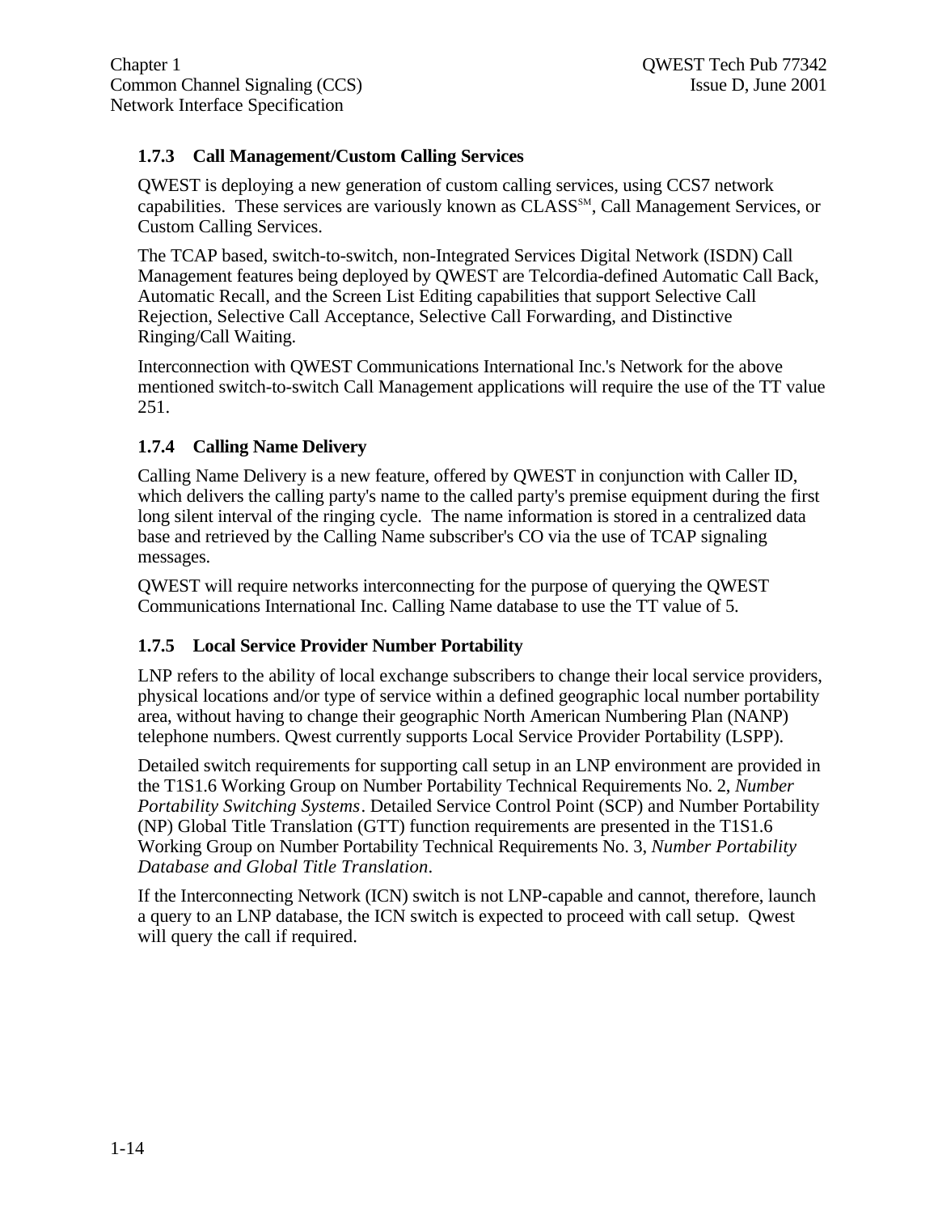### 1.7.3 Call Management/Custom Calling Services

QWEST is deploying a new generation of custom calling services, using CCS7 network capabilities. These services are variously known as CLASS℠, Call Management Services, or Custom Calling Services.

The TCAP based, switch-to-switch, non-Integrated Services Digital Network (ISDN) Call Management features being deployed by QWEST are Telcordia-defined Automatic Call Back, Automatic Recall, and the Screen List Editing capabilities that support Selective Call Rejection, Selective Call Acceptance, Selective Call Forwarding, and Distinctive Ringing/Call Waiting.

Interconnection with QWEST Communications International Inc.'s Network for the above mentioned switch-to-switch Call Management applications will require the use of the TT value 251.

### 1.7.4 Calling Name Delivery

Calling Name Delivery is a new feature, offered by QWEST in conjunction with Caller ID, which delivers the calling party's name to the called party's premise equipment during the first long silent interval of the ringing cycle. The name information is stored in a centralized data base and retrieved by the Calling Name subscriber's CO via the use of TCAP signaling messages.

QWEST will require networks interconnecting for the purpose of querying the QWEST Communications International Inc. Calling Name database to use the TT value of 5.

### 1.7.5 Local Service Provider Number Portability

LNP refers to the ability of local exchange subscribers to change their local service providers, physical locations and/or type of service within a defined geographic local number portability area, without having to change their geographic North American Numbering Plan (NANP) telephone numbers. Qwest currently supports Local Service Provider Portability (LSPP).

Detailed switch requirements for supporting call setup in an LNP environment are provided in the T1S1.6 Working Group on Number Portability Technical Requirements No. 2, *Number Portability Switching Systems*. Detailed Service Control Point (SCP) and Number Portability (NP) Global Title Translation (GTT) function requirements are presented in the T1S1.6 Working Group on Number Portability Technical Requirements No. 3, *Number Portability Database and Global Title Translation*.

If the Interconnecting Network (ICN) switch is not LNP-capable and cannot, therefore, launch a query to an LNP database, the ICN switch is expected to proceed with call setup. Qwest will query the call if required.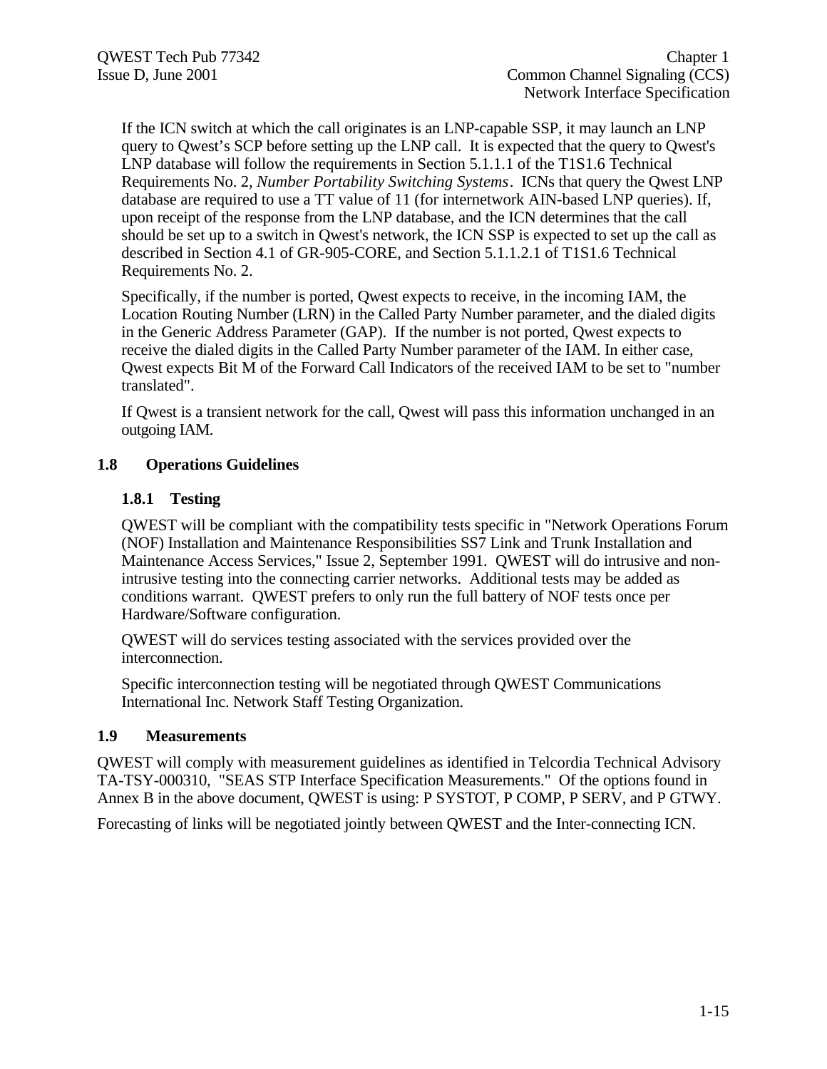If the ICN switch at which the call originates is an LNP-capable SSP, it may launch an LNP query to Qwest's SCP before setting up the LNP call. It is expected that the query to Qwest's LNP database will follow the requirements in Section 5.1.1.1 of the T1S1.6 Technical Requirements No. 2, *Number Portability Switching Systems*. ICNs that query the Qwest LNP database are required to use a TT value of 11 (for internetwork AIN-based LNP queries). If, upon receipt of the response from the LNP database, and the ICN determines that the call should be set up to a switch in Qwest's network, the ICN SSP is expected to set up the call as described in Section 4.1 of GR-905-CORE, and Section 5.1.1.2.1 of T1S1.6 Technical Requirements No. 2.

Specifically, if the number is ported, Qwest expects to receive, in the incoming IAM, the Location Routing Number (LRN) in the Called Party Number parameter, and the dialed digits in the Generic Address Parameter (GAP). If the number is not ported, Qwest expects to receive the dialed digits in the Called Party Number parameter of the IAM. In either case, Qwest expects Bit M of the Forward Call Indicators of the received IAM to be set to "number translated".

If Qwest is a transient network for the call, Qwest will pass this information unchanged in an outgoing IAM.

## 1.8 Operations Guidelines

### 1.8.1 Testing

QWEST will be compliant with the compatibility tests specific in "Network Operations Forum (NOF) Installation and Maintenance Responsibilities SS7 Link and Trunk Installation and Maintenance Access Services," Issue 2, September 1991. QWEST will do intrusive and non-intrusive testing into the connecting carrier networks. Additional tests may be added as conditions warrant. QWEST prefers to only run the full battery of NOF tests once per Hardware/Software configuration.

QWEST will do services testing associated with the services provided over the interconnection.

Specific interconnection testing will be negotiated through QWEST Communications International Inc. Network Staff Testing Organization.

## 1.9 Measurements

QWEST will comply with measurement guidelines as identified in Telcordia Technical Advisory TA-TSY-000310, "SEAS STP Interface Specification Measurements." Of the options found in Annex B in the above document, QWEST is using: P SYSTOT, P COMP, P SERV, and P GTWY.

Forecasting of links will be negotiated jointly between QWEST and the Inter-connecting ICN.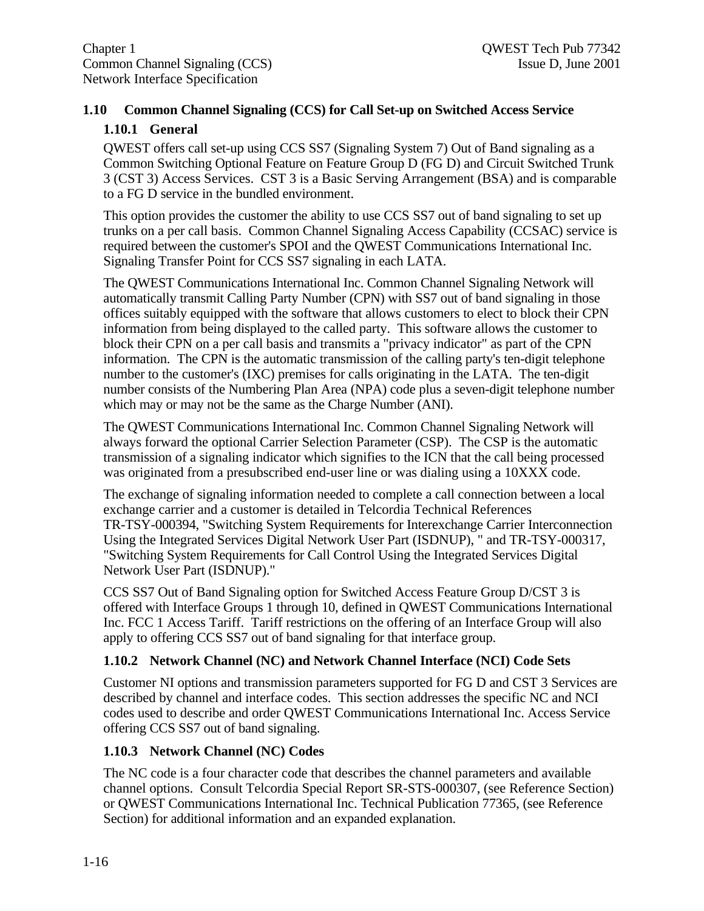## 1.10 Common Channel Signaling (CCS) for Call Set-up on Switched Access Service

### 1.10.1 General

QWEST offers call set-up using CCS SS7 (Signaling System 7) Out of Band signaling as a Common Switching Optional Feature on Feature Group D (FG D) and Circuit Switched Trunk 3 (CST 3) Access Services. CST 3 is a Basic Serving Arrangement (BSA) and is comparable to a FG D service in the bundled environment.

This option provides the customer the ability to use CCS SS7 out of band signaling to set up trunks on a per call basis. Common Channel Signaling Access Capability (CCSAC) service is required between the customer's SPOI and the QWEST Communications International Inc. Signaling Transfer Point for CCS SS7 signaling in each LATA.

The QWEST Communications International Inc. Common Channel Signaling Network will automatically transmit Calling Party Number (CPN) with SS7 out of band signaling in those offices suitably equipped with the software that allows customers to elect to block their CPN information from being displayed to the called party. This software allows the customer to block their CPN on a per call basis and transmits a "privacy indicator" as part of the CPN information. The CPN is the automatic transmission of the calling party's ten-digit telephone number to the customer's (IXC) premises for calls originating in the LATA. The ten-digit number consists of the Numbering Plan Area (NPA) code plus a seven-digit telephone number which may or may not be the same as the Charge Number (ANI).

The QWEST Communications International Inc. Common Channel Signaling Network will always forward the optional Carrier Selection Parameter (CSP). The CSP is the automatic transmission of a signaling indicator which signifies to the ICN that the call being processed was originated from a presubscribed end-user line or was dialing using a 10XXX code.

The exchange of signaling information needed to complete a call connection between a local exchange carrier and a customer is detailed in Telcordia Technical References TR-TSY-000394, "Switching System Requirements for Interexchange Carrier Interconnection Using the Integrated Services Digital Network User Part (ISDNUP), " and TR-TSY-000317, "Switching System Requirements for Call Control Using the Integrated Services Digital Network User Part (ISDNUP)."

CCS SS7 Out of Band Signaling option for Switched Access Feature Group D/CST 3 is offered with Interface Groups 1 through 10, defined in QWEST Communications International Inc. FCC 1 Access Tariff. Tariff restrictions on the offering of an Interface Group will also apply to offering CCS SS7 out of band signaling for that interface group.

### 1.10.2 Network Channel (NC) and Network Channel Interface (NCI) Code Sets

Customer NI options and transmission parameters supported for FG D and CST 3 Services are described by channel and interface codes. This section addresses the specific NC and NCI codes used to describe and order QWEST Communications International Inc. Access Service offering CCS SS7 out of band signaling.

### 1.10.3 Network Channel (NC) Codes

The NC code is a four character code that describes the channel parameters and available channel options. Consult Telcordia Special Report SR-STS-000307, (see Reference Section) or QWEST Communications International Inc. Technical Publication 77365, (see Reference Section) for additional information and an expanded explanation.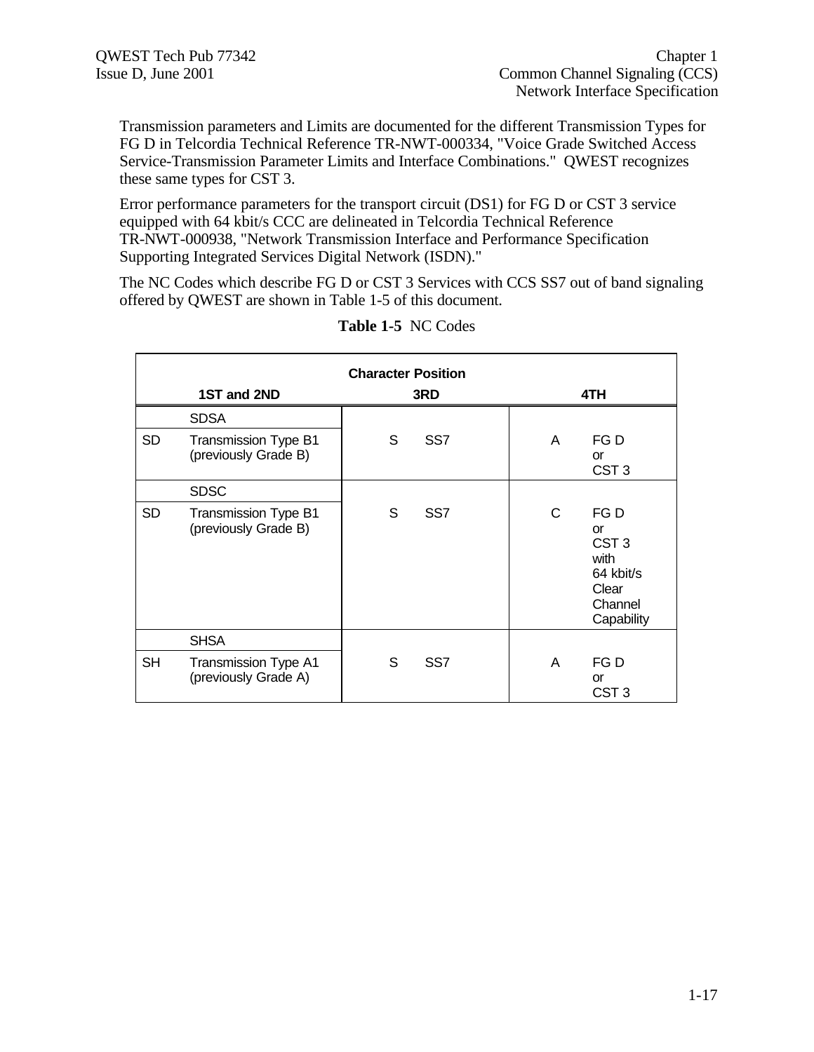Transmission parameters and Limits are documented for the different Transmission Types for FG D in Telcordia Technical Reference TR-NWT-000334, "Voice Grade Switched Access Service-Transmission Parameter Limits and Interface Combinations." QWEST recognizes these same types for CST 3.

Error performance parameters for the transport circuit (DS1) for FG D or CST 3 service equipped with 64 kbit/s CCC are delineated in Telcordia Technical Reference TR-NWT-000938, "Network Transmission Interface and Performance Specification Supporting Integrated Services Digital Network (ISDN)."

The NC Codes which describe FG D or CST 3 Services with CCS SS7 out of band signaling offered by QWEST are shown in Table 1-5 of this document.

**Table 1-5** NC Codes

| Character Position | | | | | |
|---|---|---|---|---|---|
| **1ST and 2ND** | | **3RD** | | **4TH** | |
| | SDSA | | | | |
| SD | Transmission Type B1 (previously Grade B) | S | SS7 | A | FG D or CST 3 |
| | SDSC | | | | |
| SD | Transmission Type B1 (previously Grade B) | S | SS7 | C | FG D or CST 3 with 64 kbit/s Clear Channel Capability |
| | SHSA | | | | |
| SH | Transmission Type A1 (previously Grade A) | S | SS7 | A | FG D or CST 3 |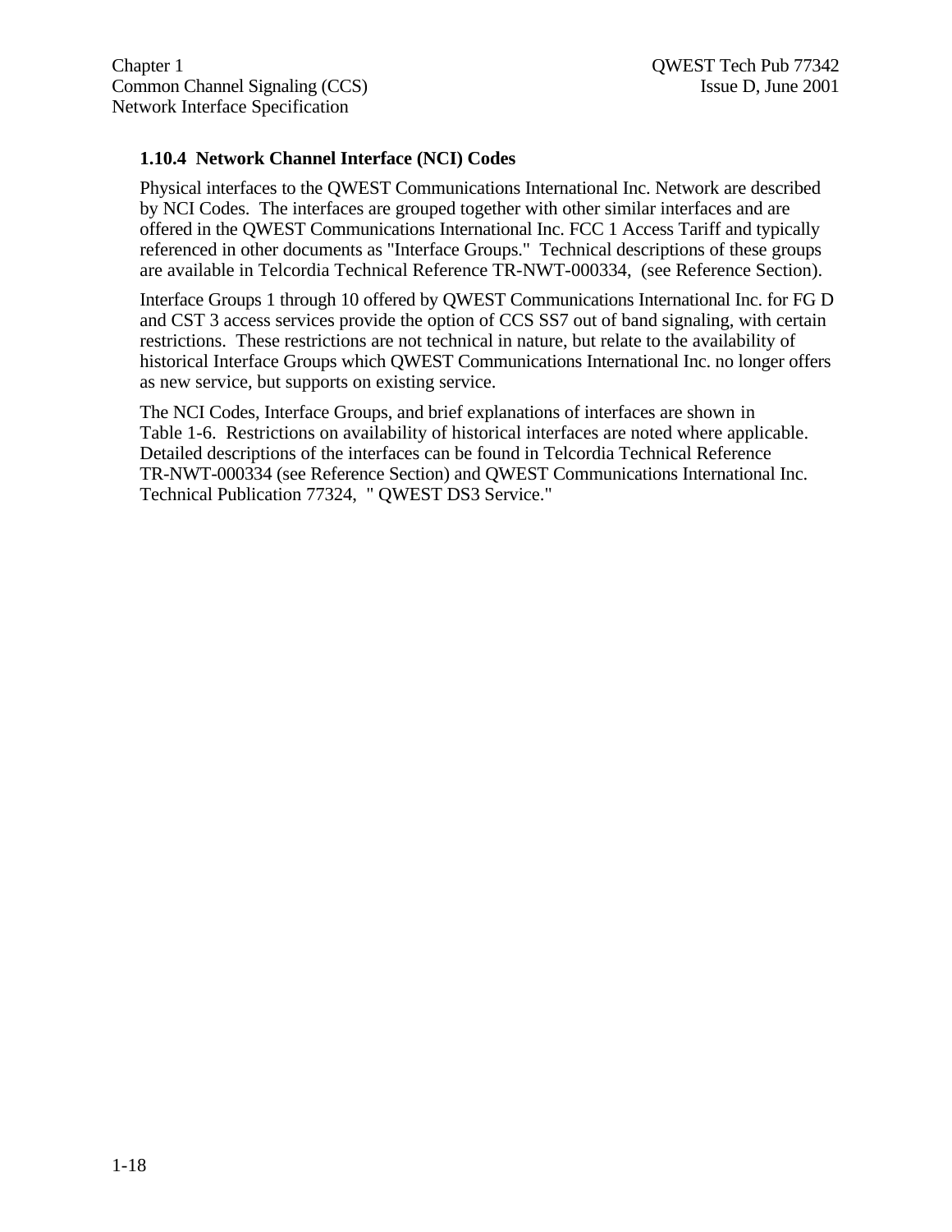### 1.10.4 Network Channel Interface (NCI) Codes

Physical interfaces to the QWEST Communications International Inc. Network are described by NCI Codes. The interfaces are grouped together with other similar interfaces and are offered in the QWEST Communications International Inc. FCC 1 Access Tariff and typically referenced in other documents as "Interface Groups." Technical descriptions of these groups are available in Telcordia Technical Reference TR-NWT-000334, (see Reference Section).

Interface Groups 1 through 10 offered by QWEST Communications International Inc. for FG D and CST 3 access services provide the option of CCS SS7 out of band signaling, with certain restrictions. These restrictions are not technical in nature, but relate to the availability of historical Interface Groups which QWEST Communications International Inc. no longer offers as new service, but supports on existing service.

The NCI Codes, Interface Groups, and brief explanations of interfaces are shown in Table 1-6. Restrictions on availability of historical interfaces are noted where applicable. Detailed descriptions of the interfaces can be found in Telcordia Technical Reference TR-NWT-000334 (see Reference Section) and QWEST Communications International Inc. Technical Publication 77324, " QWEST DS3 Service."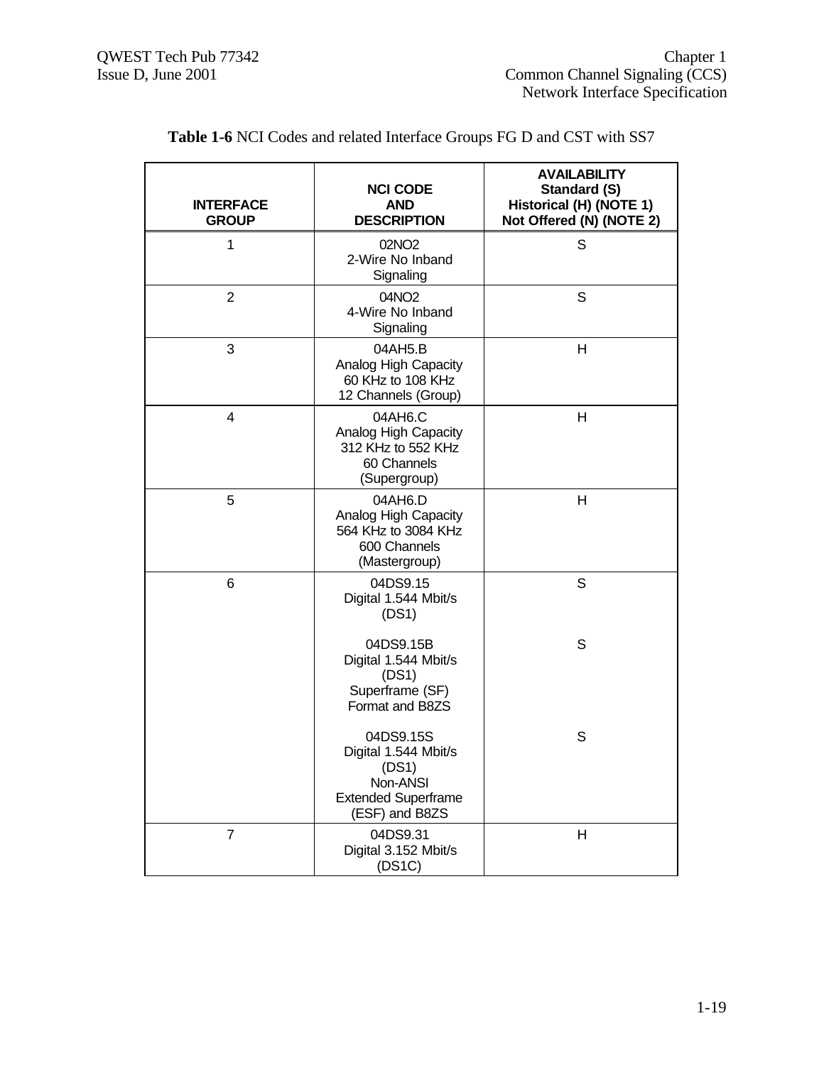**Table 1-6** NCI Codes and related Interface Groups FG D and CST with SS7

| INTERFACE GROUP | NCI CODE AND DESCRIPTION | AVAILABILITY Standard (S) Historical (H) (NOTE 1) Not Offered (N) (NOTE 2) |
|---|---|---|
| 1 | 02NO2 2-Wire No Inband Signaling | S |
| 2 | 04NO2 4-Wire No Inband Signaling | S |
| 3 | 04AH5.B Analog High Capacity 60 KHz to 108 KHz 12 Channels (Group) | H |
| 4 | 04AH6.C Analog High Capacity 312 KHz to 552 KHz 60 Channels (Supergroup) | H |
| 5 | 04AH6.D Analog High Capacity 564 KHz to 3084 KHz 600 Channels (Mastergroup) | H |
| 6 | 04DS9.15 Digital 1.544 Mbit/s (DS1) | S |
| | 04DS9.15B Digital 1.544 Mbit/s (DS1) Superframe (SF) Format and B8ZS | S |
| | 04DS9.15S Digital 1.544 Mbit/s (DS1) Non-ANSI Extended Superframe (ESF) and B8ZS | S |
| 7 | 04DS9.31 Digital 3.152 Mbit/s (DS1C) | H |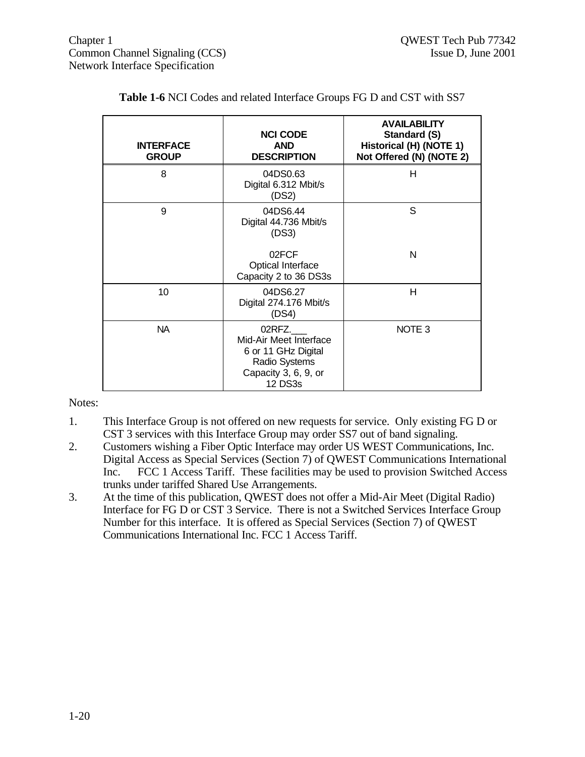**Table 1-6** NCI Codes and related Interface Groups FG D and CST with SS7

| INTERFACE GROUP | NCI CODE AND DESCRIPTION | AVAILABILITY Standard (S) Historical (H) (NOTE 1) Not Offered (N) (NOTE 2) |
|---|---|---|
| 8 | 04DS0.63 Digital 6.312 Mbit/s (DS2) | H |
| 9 | 04DS6.44 Digital 44.736 Mbit/s (DS3) | S |
| | 02FCF Optical Interface Capacity 2 to 36 DS3s | N |
| 10 | 04DS6.27 Digital 274.176 Mbit/s (DS4) | H |
| NA | 02RFZ.___ Mid-Air Meet Interface 6 or 11 GHz Digital Radio Systems Capacity 3, 6, 9, or 12 DS3s | NOTE 3 |

Notes:

1. This Interface Group is not offered on new requests for service. Only existing FG D or CST 3 services with this Interface Group may order SS7 out of band signaling.
2. Customers wishing a Fiber Optic Interface may order US WEST Communications, Inc. Digital Access as Special Services (Section 7) of QWEST Communications International Inc. FCC 1 Access Tariff. These facilities may be used to provision Switched Access trunks under tariffed Shared Use Arrangements.
3. At the time of this publication, QWEST does not offer a Mid-Air Meet (Digital Radio) Interface for FG D or CST 3 Service. There is not a Switched Services Interface Group Number for this interface. It is offered as Special Services (Section 7) of QWEST Communications International Inc. FCC 1 Access Tariff.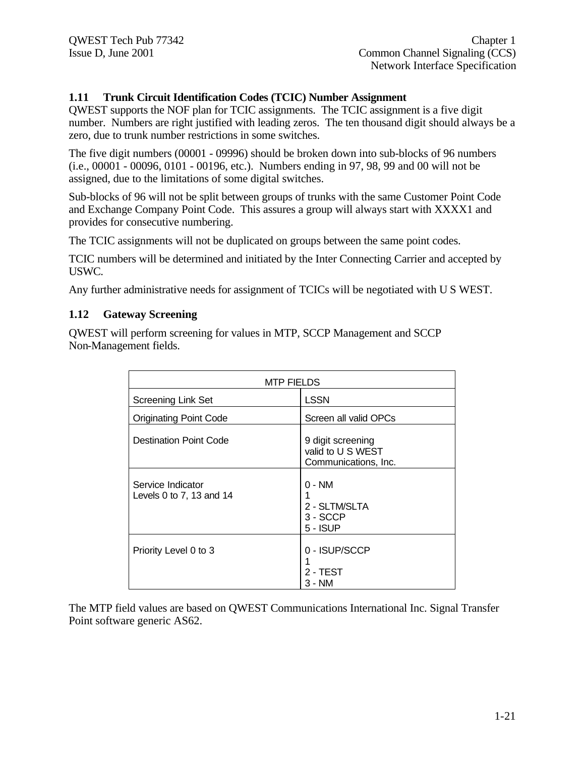### 1.11 Trunk Circuit Identification Codes (TCIC) Number Assignment

QWEST supports the NOF plan for TCIC assignments. The TCIC assignment is a five digit number. Numbers are right justified with leading zeros. The ten thousand digit should always be a zero, due to trunk number restrictions in some switches.

The five digit numbers (00001 - 09996) should be broken down into sub-blocks of 96 numbers (i.e., 00001 - 00096, 0101 - 00196, etc.). Numbers ending in 97, 98, 99 and 00 will not be assigned, due to the limitations of some digital switches.

Sub-blocks of 96 will not be split between groups of trunks with the same Customer Point Code and Exchange Company Point Code. This assures a group will always start with XXXX1 and provides for consecutive numbering.

The TCIC assignments will not be duplicated on groups between the same point codes.

TCIC numbers will be determined and initiated by the Inter Connecting Carrier and accepted by USWC.

Any further administrative needs for assignment of TCICs will be negotiated with U S WEST.

### 1.12 Gateway Screening

QWEST will perform screening for values in MTP, SCCP Management and SCCP Non-Management fields.

| MTP FIELDS | |
|---|---|
| Screening Link Set | LSSN |
| Originating Point Code | Screen all valid OPCs |
| Destination Point Code | 9 digit screening<br>valid to U S WEST<br>Communications, Inc. |
| Service Indicator<br>Levels 0 to 7, 13 and 14 | 0 - NM<br>1<br>2 - SLTM/SLTA<br>3 - SCCP<br>5 - ISUP |
| Priority Level 0 to 3 | 0 - ISUP/SCCP<br>1<br>2 - TEST<br>3 - NM |

The MTP field values are based on QWEST Communications International Inc. Signal Transfer Point software generic AS62.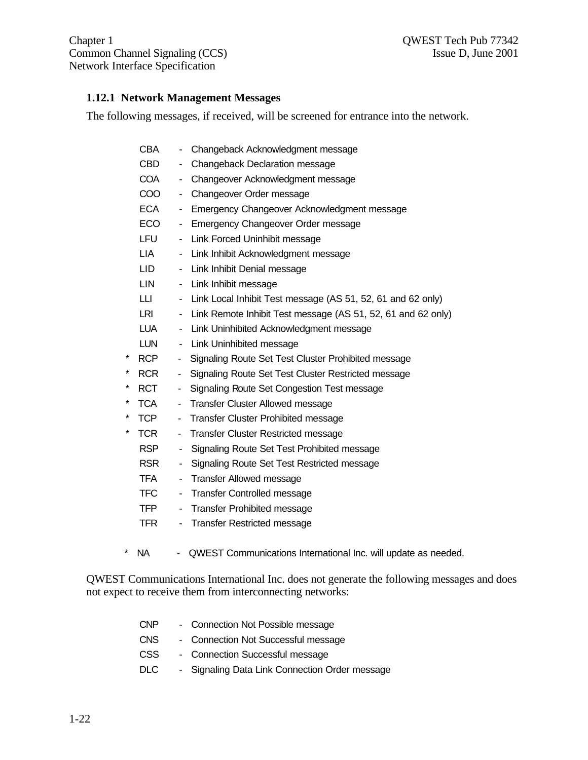### 1.12.1 Network Management Messages

The following messages, if received, will be screened for entrance into the network.

- CBA - Changeback Acknowledgment message
- CBD - Changeback Declaration message
- COA - Changeover Acknowledgment message
- COO - Changeover Order message
- ECA - Emergency Changeover Acknowledgment message
- ECO - Emergency Changeover Order message
- LFU - Link Forced Uninhibit message
- LIA - Link Inhibit Acknowledgment message
- LID - Link Inhibit Denial message
- LIN - Link Inhibit message
- LLI - Link Local Inhibit Test message (AS 51, 52, 61 and 62 only)
- LRI - Link Remote Inhibit Test message (AS 51, 52, 61 and 62 only)
- LUA - Link Uninhibited Acknowledgment message
- LUN - Link Uninhibited message
- \* RCP - Signaling Route Set Test Cluster Prohibited message
- \* RCR - Signaling Route Set Test Cluster Restricted message
- \* RCT - Signaling Route Set Congestion Test message
- \* TCA - Transfer Cluster Allowed message
- \* TCP - Transfer Cluster Prohibited message
- \* TCR - Transfer Cluster Restricted message
- RSP - Signaling Route Set Test Prohibited message
- RSR - Signaling Route Set Test Restricted message
- TFA - Transfer Allowed message
- TFC - Transfer Controlled message
- TFP - Transfer Prohibited message
- TFR - Transfer Restricted message

\* NA - QWEST Communications International Inc. will update as needed.

QWEST Communications International Inc. does not generate the following messages and does not expect to receive them from interconnecting networks:

- CNP - Connection Not Possible message
- CNS - Connection Not Successful message
- CSS - Connection Successful message
- DLC - Signaling Data Link Connection Order message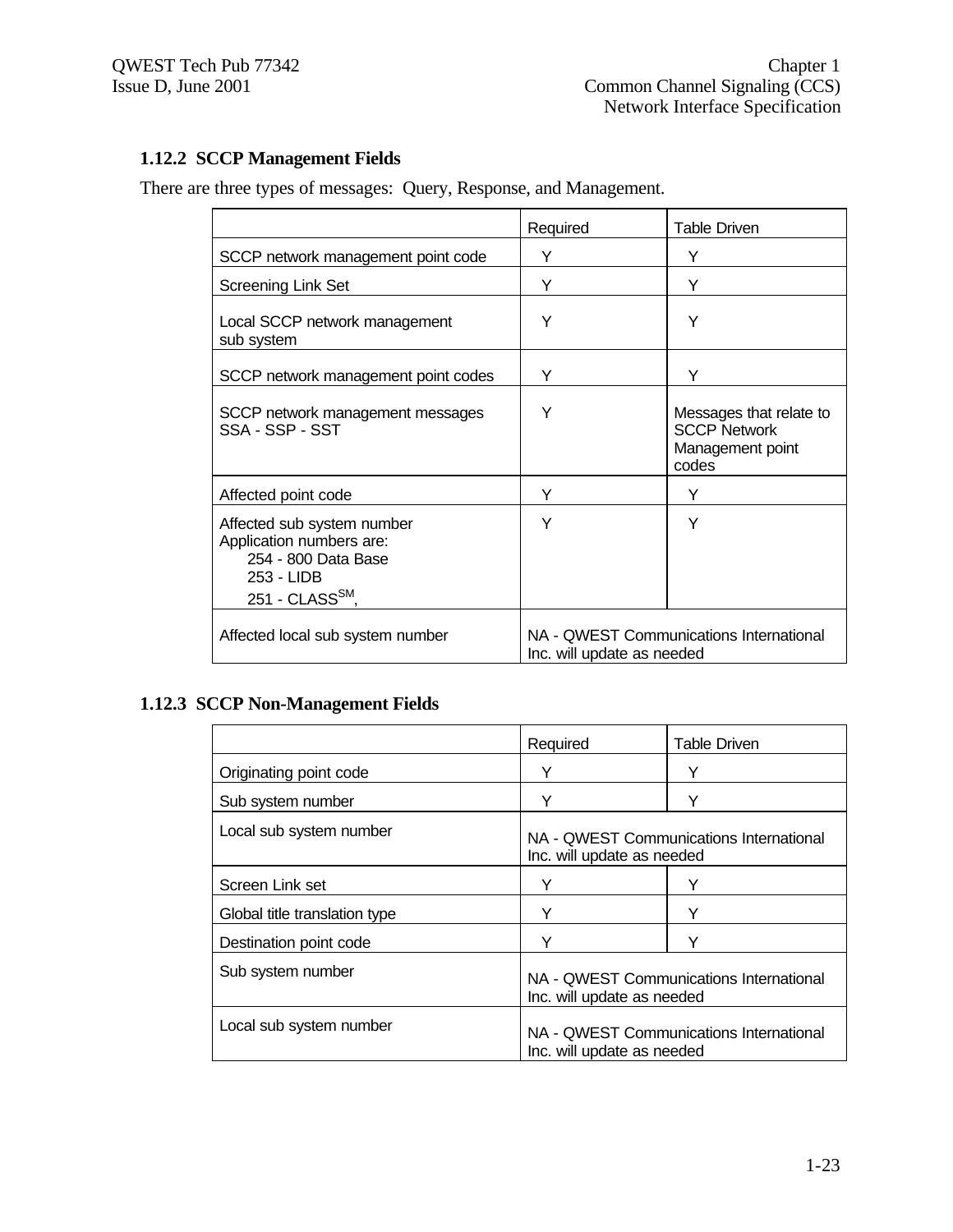### 1.12.2 SCCP Management Fields

There are three types of messages: Query, Response, and Management.

| | Required | Table Driven |
|---|---|---|
| SCCP network management point code | Y | Y |
| Screening Link Set | Y | Y |
| Local SCCP network management sub system | Y | Y |
| SCCP network management point codes | Y | Y |
| SCCP network management messages SSA - SSP - SST | Y | Messages that relate to SCCP Network Management point codes |
| Affected point code | Y | Y |
| Affected sub system number<br>Application numbers are:<br>254 - 800 Data Base<br>253 - LIDB<br>251 - CLASS[SM], | Y | Y |
| Affected local sub system number | NA - QWEST Communications International Inc. will update as needed | |

### 1.12.3 SCCP Non-Management Fields

| | Required | Table Driven |
|---|---|---|
| Originating point code | Y | Y |
| Sub system number | Y | Y |
| Local sub system number | NA - QWEST Communications International Inc. will update as needed | |
| Screen Link set | Y | Y |
| Global title translation type | Y | Y |
| Destination point code | Y | Y |
| Sub system number | NA - QWEST Communications International Inc. will update as needed | |
| Local sub system number | NA - QWEST Communications International Inc. will update as needed | |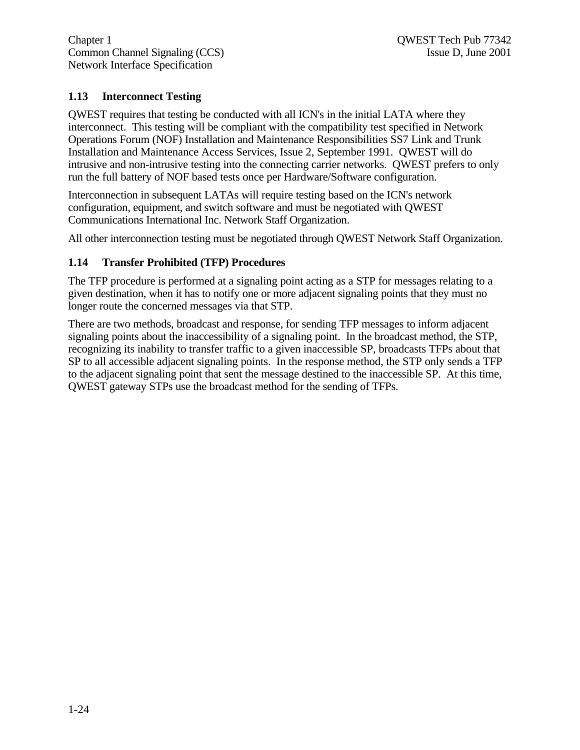## 1.13 Interconnect Testing

QWEST requires that testing be conducted with all ICN's in the initial LATA where they interconnect. This testing will be compliant with the compatibility test specified in Network Operations Forum (NOF) Installation and Maintenance Responsibilities SS7 Link and Trunk Installation and Maintenance Access Services, Issue 2, September 1991. QWEST will do intrusive and non-intrusive testing into the connecting carrier networks. QWEST prefers to only run the full battery of NOF based tests once per Hardware/Software configuration.

Interconnection in subsequent LATAs will require testing based on the ICN's network configuration, equipment, and switch software and must be negotiated with QWEST Communications International Inc. Network Staff Organization.

All other interconnection testing must be negotiated through QWEST Network Staff Organization.

## 1.14 Transfer Prohibited (TFP) Procedures

The TFP procedure is performed at a signaling point acting as a STP for messages relating to a given destination, when it has to notify one or more adjacent signaling points that they must no longer route the concerned messages via that STP.

There are two methods, broadcast and response, for sending TFP messages to inform adjacent signaling points about the inaccessibility of a signaling point. In the broadcast method, the STP, recognizing its inability to transfer traffic to a given inaccessible SP, broadcasts TFPs about that SP to all accessible adjacent signaling points. In the response method, the STP only sends a TFP to the adjacent signaling point that sent the message destined to the inaccessible SP. At this time, QWEST gateway STPs use the broadcast method for the sending of TFPs.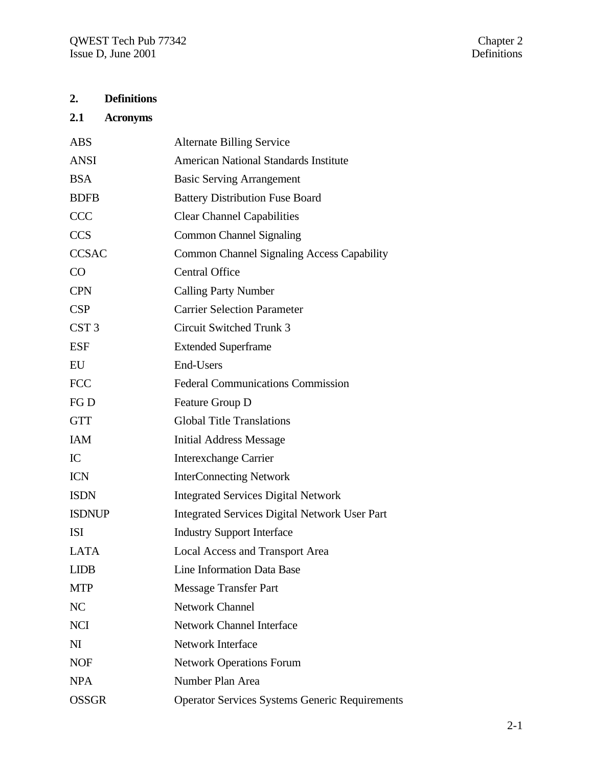# 2. Definitions

## 2.1 Acronyms

| | |
|---|---|
| ABS | Alternate Billing Service |
| ANSI | American National Standards Institute |
| BSA | Basic Serving Arrangement |
| BDFB | Battery Distribution Fuse Board |
| CCC | Clear Channel Capabilities |
| CCS | Common Channel Signaling |
| CCSAC | Common Channel Signaling Access Capability |
| CO | Central Office |
| CPN | Calling Party Number |
| CSP | Carrier Selection Parameter |
| CST 3 | Circuit Switched Trunk 3 |
| ESF | Extended Superframe |
| EU | End-Users |
| FCC | Federal Communications Commission |
| FG D | Feature Group D |
| GTT | Global Title Translations |
| IAM | Initial Address Message |
| IC | Interexchange Carrier |
| ICN | InterConnecting Network |
| ISDN | Integrated Services Digital Network |
| ISDNUP | Integrated Services Digital Network User Part |
| ISI | Industry Support Interface |
| LATA | Local Access and Transport Area |
| LIDB | Line Information Data Base |
| MTP | Message Transfer Part |
| NC | Network Channel |
| NCI | Network Channel Interface |
| NI | Network Interface |
| NOF | Network Operations Forum |
| NPA | Number Plan Area |
| OSSGR | Operator Services Systems Generic Requirements |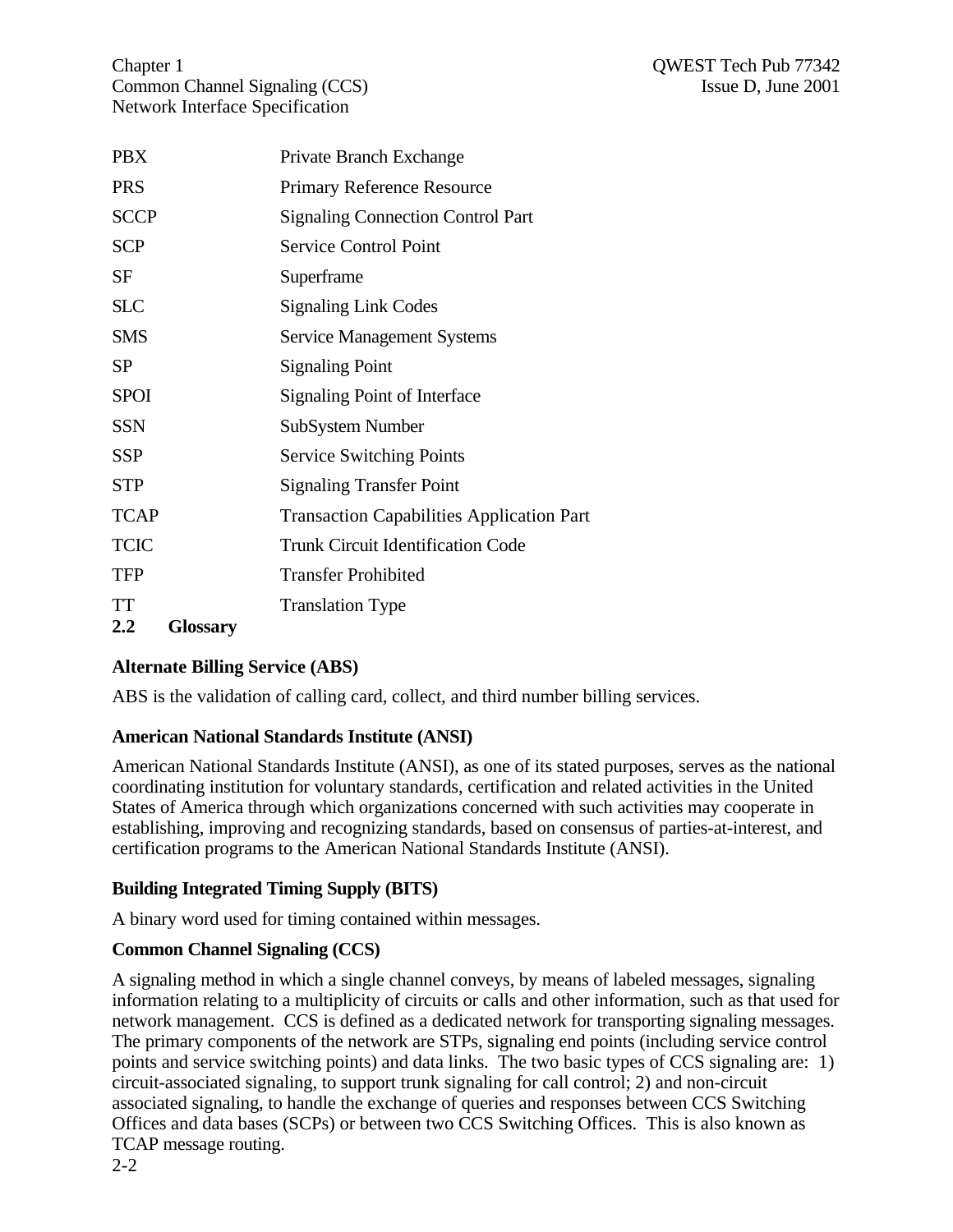| | |
|---|---|
| PBX | Private Branch Exchange |
| PRS | Primary Reference Resource |
| SCCP | Signaling Connection Control Part |
| SCP | Service Control Point |
| SF | Superframe |
| SLC | Signaling Link Codes |
| SMS | Service Management Systems |
| SP | Signaling Point |
| SPOI | Signaling Point of Interface |
| SSN | SubSystem Number |
| SSP | Service Switching Points |
| STP | Signaling Transfer Point |
| TCAP | Transaction Capabilities Application Part |
| TCIC | Trunk Circuit Identification Code |
| TFP | Transfer Prohibited |
| TT | Translation Type |

## 2.2 Glossary

**Alternate Billing Service (ABS)**

ABS is the validation of calling card, collect, and third number billing services.

**American National Standards Institute (ANSI)**

American National Standards Institute (ANSI), as one of its stated purposes, serves as the national coordinating institution for voluntary standards, certification and related activities in the United States of America through which organizations concerned with such activities may cooperate in establishing, improving and recognizing standards, based on consensus of parties-at-interest, and certification programs to the American National Standards Institute (ANSI).

**Building Integrated Timing Supply (BITS)**

A binary word used for timing contained within messages.

**Common Channel Signaling (CCS)**

A signaling method in which a single channel conveys, by means of labeled messages, signaling information relating to a multiplicity of circuits or calls and other information, such as that used for network management. CCS is defined as a dedicated network for transporting signaling messages. The primary components of the network are STPs, signaling end points (including service control points and service switching points) and data links. The two basic types of CCS signaling are: 1) circuit-associated signaling, to support trunk signaling for call control; 2) and non-circuit associated signaling, to handle the exchange of queries and responses between CCS Switching Offices and data bases (SCPs) or between two CCS Switching Offices. This is also known as TCAP message routing.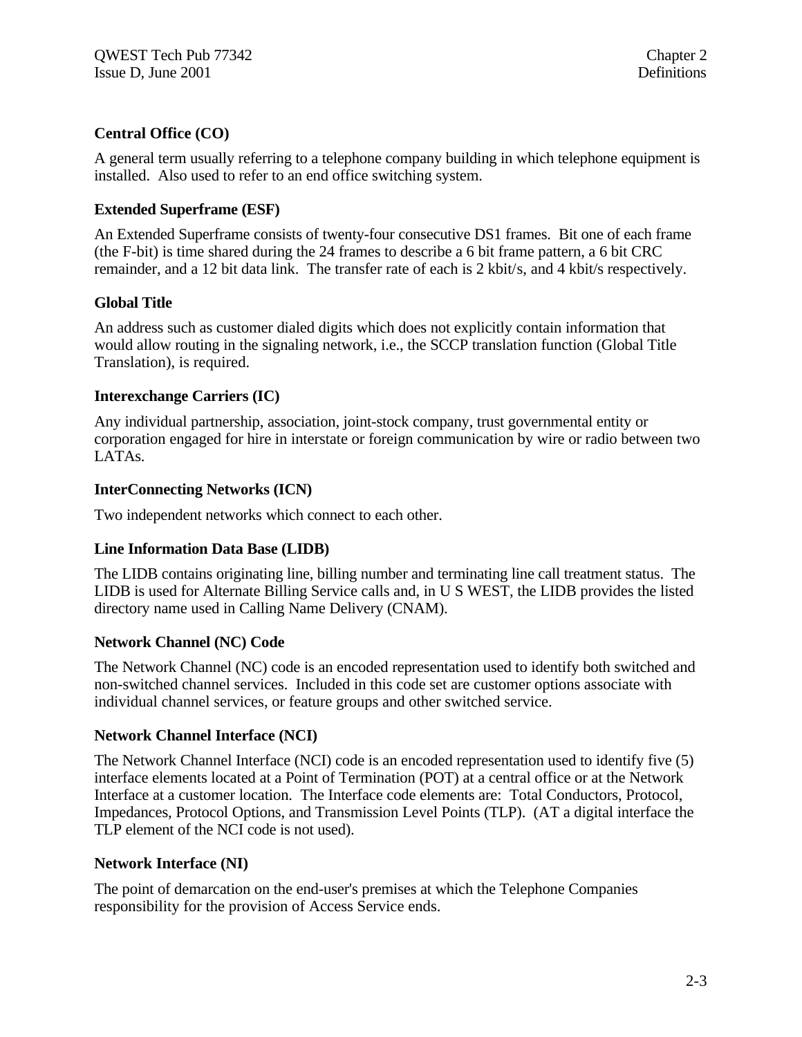### Central Office (CO)

A general term usually referring to a telephone company building in which telephone equipment is installed. Also used to refer to an end office switching system.

### Extended Superframe (ESF)

An Extended Superframe consists of twenty-four consecutive DS1 frames. Bit one of each frame (the F-bit) is time shared during the 24 frames to describe a 6 bit frame pattern, a 6 bit CRC remainder, and a 12 bit data link. The transfer rate of each is 2 kbit/s, and 4 kbit/s respectively.

### Global Title

An address such as customer dialed digits which does not explicitly contain information that would allow routing in the signaling network, i.e., the SCCP translation function (Global Title Translation), is required.

### Interexchange Carriers (IC)

Any individual partnership, association, joint-stock company, trust governmental entity or corporation engaged for hire in interstate or foreign communication by wire or radio between two LATAs.

### InterConnecting Networks (ICN)

Two independent networks which connect to each other.

### Line Information Data Base (LIDB)

The LIDB contains originating line, billing number and terminating line call treatment status. The LIDB is used for Alternate Billing Service calls and, in U S WEST, the LIDB provides the listed directory name used in Calling Name Delivery (CNAM).

### Network Channel (NC) Code

The Network Channel (NC) code is an encoded representation used to identify both switched and non-switched channel services. Included in this code set are customer options associate with individual channel services, or feature groups and other switched service.

### Network Channel Interface (NCI)

The Network Channel Interface (NCI) code is an encoded representation used to identify five (5) interface elements located at a Point of Termination (POT) at a central office or at the Network Interface at a customer location. The Interface code elements are: Total Conductors, Protocol, Impedances, Protocol Options, and Transmission Level Points (TLP). (AT a digital interface the TLP element of the NCI code is not used).

### Network Interface (NI)

The point of demarcation on the end-user's premises at which the Telephone Companies responsibility for the provision of Access Service ends.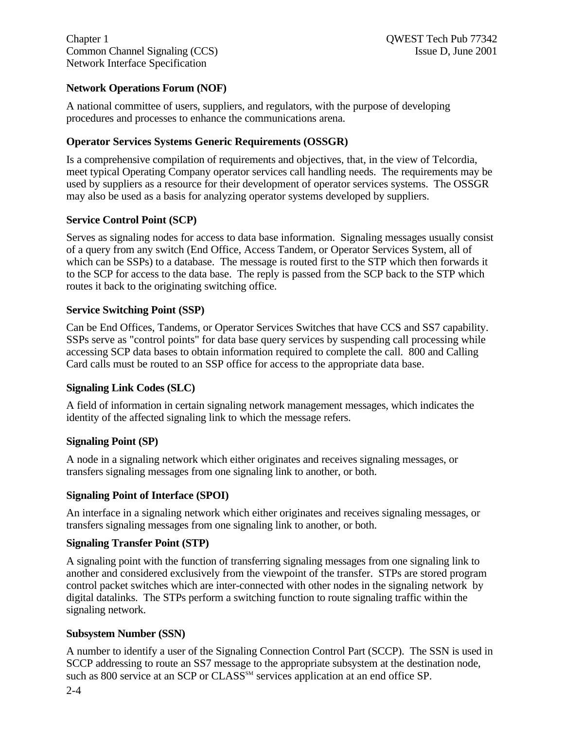**Network Operations Forum (NOF)**

A national committee of users, suppliers, and regulators, with the purpose of developing procedures and processes to enhance the communications arena.

**Operator Services Systems Generic Requirements (OSSGR)**

Is a comprehensive compilation of requirements and objectives, that, in the view of Telcordia, meet typical Operating Company operator services call handling needs. The requirements may be used by suppliers as a resource for their development of operator services systems. The OSSGR may also be used as a basis for analyzing operator systems developed by suppliers.

**Service Control Point (SCP)**

Serves as signaling nodes for access to data base information. Signaling messages usually consist of a query from any switch (End Office, Access Tandem, or Operator Services System, all of which can be SSPs) to a database. The message is routed first to the STP which then forwards it to the SCP for access to the data base. The reply is passed from the SCP back to the STP which routes it back to the originating switching office.

**Service Switching Point (SSP)**

Can be End Offices, Tandems, or Operator Services Switches that have CCS and SS7 capability. SSPs serve as "control points" for data base query services by suspending call processing while accessing SCP data bases to obtain information required to complete the call. 800 and Calling Card calls must be routed to an SSP office for access to the appropriate data base.

**Signaling Link Codes (SLC)**

A field of information in certain signaling network management messages, which indicates the identity of the affected signaling link to which the message refers.

**Signaling Point (SP)**

A node in a signaling network which either originates and receives signaling messages, or transfers signaling messages from one signaling link to another, or both.

**Signaling Point of Interface (SPOI)**

An interface in a signaling network which either originates and receives signaling messages, or transfers signaling messages from one signaling link to another, or both.

**Signaling Transfer Point (STP)**

A signaling point with the function of transferring signaling messages from one signaling link to another and considered exclusively from the viewpoint of the transfer. STPs are stored program control packet switches which are inter-connected with other nodes in the signaling network by digital datalinks. The STPs perform a switching function to route signaling traffic within the signaling network.

**Subsystem Number (SSN)**

A number to identify a user of the Signaling Connection Control Part (SCCP). The SSN is used in SCCP addressing to route an SS7 message to the appropriate subsystem at the destination node, such as 800 service at an SCP or CLASS[SM] services application at an end office SP.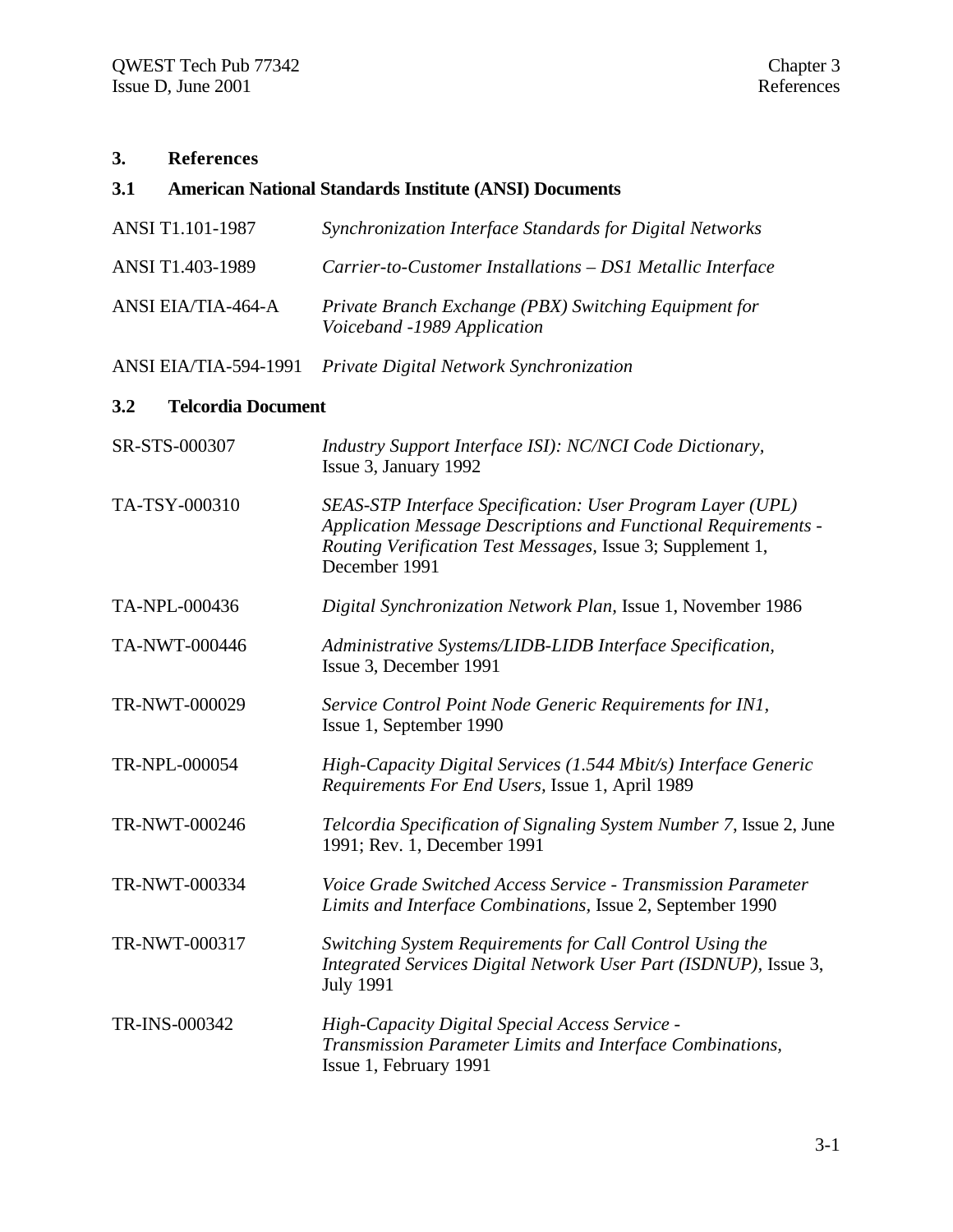# 3. References

## 3.1 American National Standards Institute (ANSI) Documents

| | |
|---|---|
| ANSI T1.101-1987 | *Synchronization Interface Standards for Digital Networks* |
| ANSI T1.403-1989 | *Carrier-to-Customer Installations – DS1 Metallic Interface* |
| ANSI EIA/TIA-464-A | *Private Branch Exchange (PBX) Switching Equipment for Voiceband -1989 Application* |
| ANSI EIA/TIA-594-1991 | *Private Digital Network Synchronization* |

## 3.2 Telcordia Document

| | |
|---|---|
| SR-STS-000307 | *Industry Support Interface ISI): NC/NCI Code Dictionary*, Issue 3, January 1992 |
| TA-TSY-000310 | *SEAS-STP Interface Specification: User Program Layer (UPL) Application Message Descriptions and Functional Requirements - Routing Verification Test Messages*, Issue 3; Supplement 1, December 1991 |
| TA-NPL-000436 | *Digital Synchronization Network Plan*, Issue 1, November 1986 |
| TA-NWT-000446 | *Administrative Systems/LIDB-LIDB Interface Specification*, Issue 3, December 1991 |
| TR-NWT-000029 | *Service Control Point Node Generic Requirements for IN1*, Issue 1, September 1990 |
| TR-NPL-000054 | *High-Capacity Digital Services (1.544 Mbit/s) Interface Generic Requirements For End Users*, Issue 1, April 1989 |
| TR-NWT-000246 | *Telcordia Specification of Signaling System Number 7*, Issue 2, June 1991; Rev. 1, December 1991 |
| TR-NWT-000334 | *Voice Grade Switched Access Service - Transmission Parameter Limits and Interface Combinations*, Issue 2, September 1990 |
| TR-NWT-000317 | *Switching System Requirements for Call Control Using the Integrated Services Digital Network User Part (ISDNUP)*, Issue 3, July 1991 |
| TR-INS-000342 | *High-Capacity Digital Special Access Service - Transmission Parameter Limits and Interface Combinations*, Issue 1, February 1991 |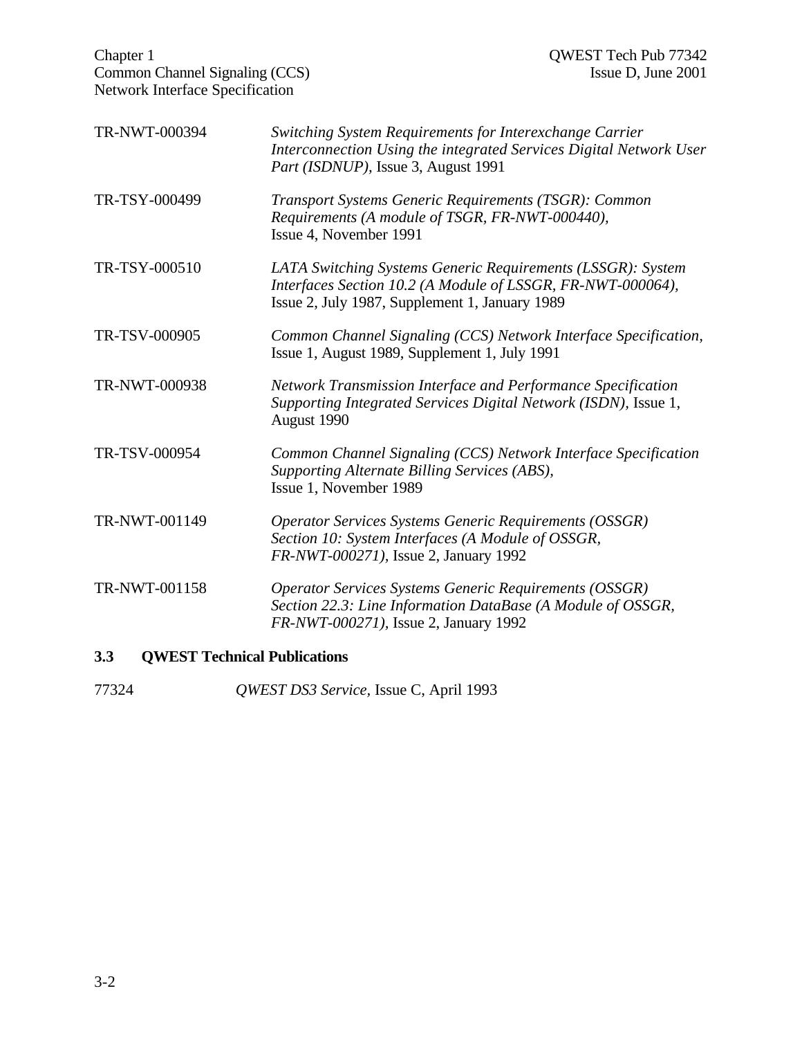TR-NWT-000394 — *Switching System Requirements for Interexchange Carrier Interconnection Using the integrated Services Digital Network User Part (ISDNUP),* Issue 3, August 1991

TR-TSY-000499 — *Transport Systems Generic Requirements (TSGR): Common Requirements (A module of TSGR, FR-NWT-000440),* Issue 4, November 1991

TR-TSY-000510 — *LATA Switching Systems Generic Requirements (LSSGR): System Interfaces Section 10.2 (A Module of LSSGR, FR-NWT-000064),* Issue 2, July 1987, Supplement 1, January 1989

TR-TSV-000905 — *Common Channel Signaling (CCS) Network Interface Specification,* Issue 1, August 1989, Supplement 1, July 1991

TR-NWT-000938 — *Network Transmission Interface and Performance Specification Supporting Integrated Services Digital Network (ISDN),* Issue 1, August 1990

TR-TSV-000954 — *Common Channel Signaling (CCS) Network Interface Specification Supporting Alternate Billing Services (ABS),* Issue 1, November 1989

TR-NWT-001149 — *Operator Services Systems Generic Requirements (OSSGR) Section 10: System Interfaces (A Module of OSSGR, FR-NWT-000271),* Issue 2, January 1992

TR-NWT-001158 — *Operator Services Systems Generic Requirements (OSSGR) Section 22.3: Line Information DataBase (A Module of OSSGR, FR-NWT-000271),* Issue 2, January 1992

### 3.3 QWEST Technical Publications

77324 — *QWEST DS3 Service*, Issue C, April 1993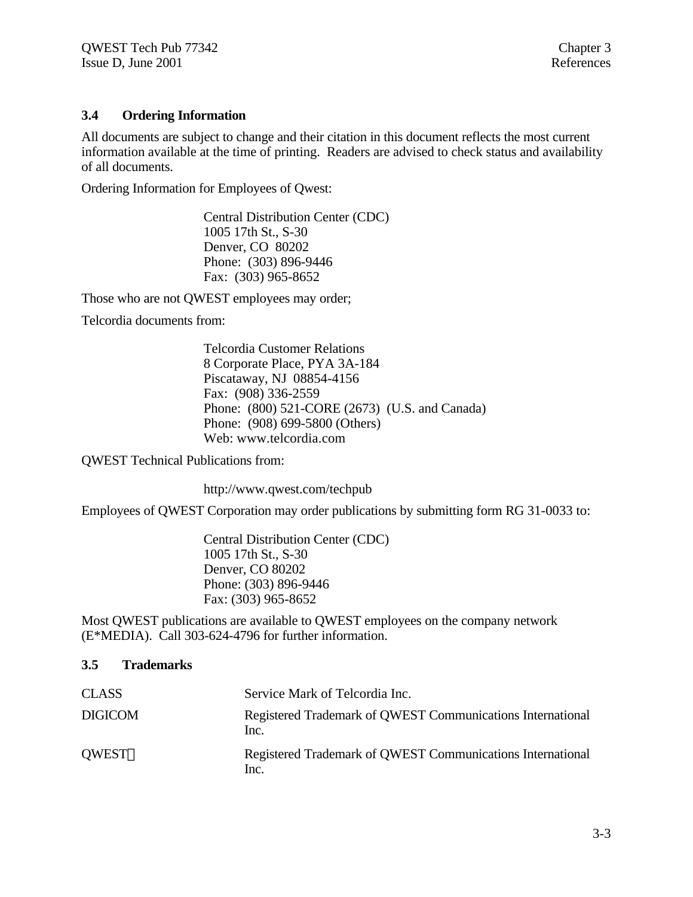### 3.4 Ordering Information

All documents are subject to change and their citation in this document reflects the most current information available at the time of printing. Readers are advised to check status and availability of all documents.

Ordering Information for Employees of Qwest:

> Central Distribution Center (CDC)
> 1005 17th St., S-30
> Denver, CO 80202
> Phone: (303) 896-9446
> Fax: (303) 965-8652

Those who are not QWEST employees may order;

Telcordia documents from:

> Telcordia Customer Relations
> 8 Corporate Place, PYA 3A-184
> Piscataway, NJ 08854-4156
> Fax: (908) 336-2559
> Phone: (800) 521-CORE (2673) (U.S. and Canada)
> Phone: (908) 699-5800 (Others)
> Web: www.telcordia.com

QWEST Technical Publications from:

> http://www.qwest.com/techpub

Employees of QWEST Corporation may order publications by submitting form RG 31-0033 to:

> Central Distribution Center (CDC)
> 1005 17th St., S-30
> Denver, CO 80202
> Phone: (303) 896-9446
> Fax: (303) 965-8652

Most QWEST publications are available to QWEST employees on the company network (E*MEDIA). Call 303-624-4796 for further information.

### 3.5 Trademarks

| | |
|---|---|
| CLASS | Service Mark of Telcordia Inc. |
| DIGICOM | Registered Trademark of QWEST Communications International Inc. |
| QWEST® | Registered Trademark of QWEST Communications International Inc. |